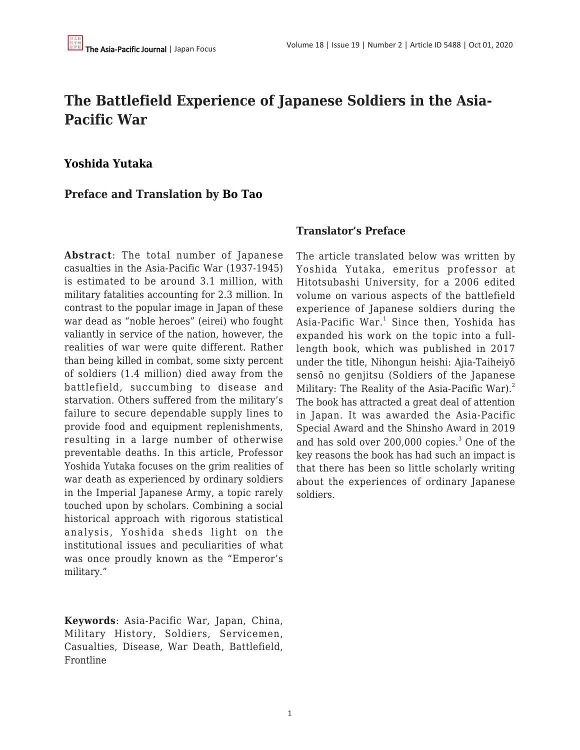# The Battlefield Experience of Japanese Soldiers in the Asia-Pacific War

## Yoshida Yutaka

## Preface and Translation by Bo Tao

**Abstract**: The total number of Japanese casualties in the Asia-Pacific War (1937-1945) is estimated to be around 3.1 million, with military fatalities accounting for 2.3 million. In contrast to the popular image in Japan of these war dead as "noble heroes" (eirei) who fought valiantly in service of the nation, however, the realities of war were quite different. Rather than being killed in combat, some sixty percent of soldiers (1.4 million) died away from the battlefield, succumbing to disease and starvation. Others suffered from the military's failure to secure dependable supply lines to provide food and equipment replenishments, resulting in a large number of otherwise preventable deaths. In this article, Professor Yoshida Yutaka focuses on the grim realities of war death as experienced by ordinary soldiers in the Imperial Japanese Army, a topic rarely touched upon by scholars. Combining a social historical approach with rigorous statistical analysis, Yoshida sheds light on the institutional issues and peculiarities of what was once proudly known as the "Emperor's military."

**Keywords**: Asia-Pacific War, Japan, China, Military History, Soldiers, Servicemen, Casualties, Disease, War Death, Battlefield, Frontline

### Translator's Preface

The article translated below was written by Yoshida Yutaka, emeritus professor at Hitotsubashi University, for a 2006 edited volume on various aspects of the battlefield experience of Japanese soldiers during the Asia-Pacific War.[1] Since then, Yoshida has expanded his work on the topic into a full-length book, which was published in 2017 under the title, Nihongun heishi: Ajia-Taiheiyō sensō no genjitsu (Soldiers of the Japanese Military: The Reality of the Asia-Pacific War).[2] The book has attracted a great deal of attention in Japan. It was awarded the Asia-Pacific Special Award and the Shinsho Award in 2019 and has sold over 200,000 copies.[3] One of the key reasons the book has had such an impact is that there has been so little scholarly writing about the experiences of ordinary Japanese soldiers.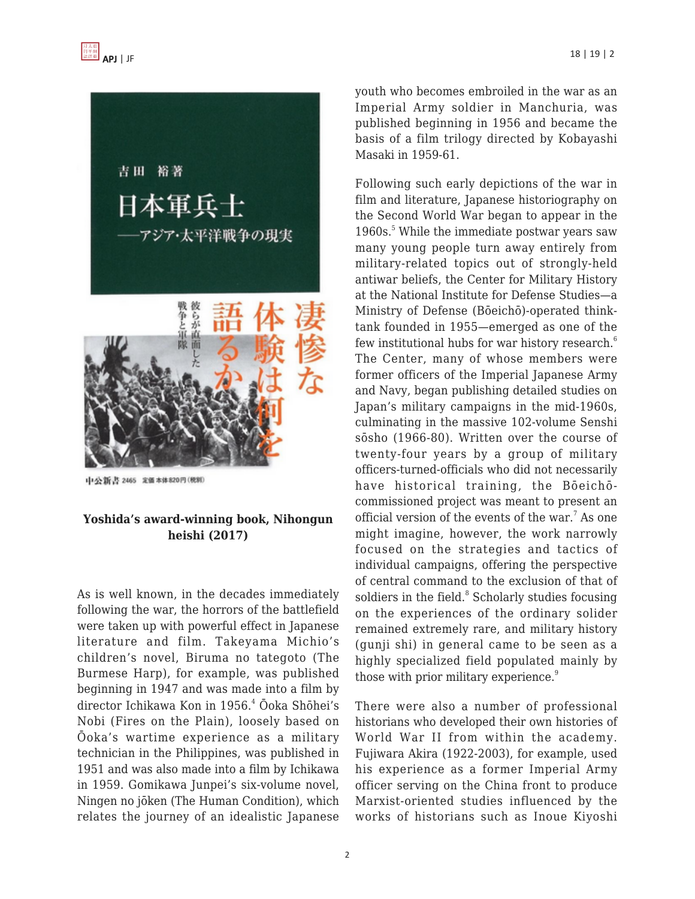**Yoshida's award-winning book, Nihongun heishi (2017)**

As is well known, in the decades immediately following the war, the horrors of the battlefield were taken up with powerful effect in Japanese literature and film. Takeyama Michio's children's novel, Biruma no tategoto (The Burmese Harp), for example, was published beginning in 1947 and was made into a film by director Ichikawa Kon in 1956.[4] Ōoka Shōhei's Nobi (Fires on the Plain), loosely based on Ōoka's wartime experience as a military technician in the Philippines, was published in 1951 and was also made into a film by Ichikawa in 1959. Gomikawa Junpei's six-volume novel, Ningen no jōken (The Human Condition), which relates the journey of an idealistic Japanese youth who becomes embroiled in the war as an Imperial Army soldier in Manchuria, was published beginning in 1956 and became the basis of a film trilogy directed by Kobayashi Masaki in 1959-61.

Following such early depictions of the war in film and literature, Japanese historiography on the Second World War began to appear in the 1960s.[5] While the immediate postwar years saw many young people turn away entirely from military-related topics out of strongly-held antiwar beliefs, the Center for Military History at the National Institute for Defense Studies—a Ministry of Defense (Bōeichō)-operated think-tank founded in 1955—emerged as one of the few institutional hubs for war history research.[6] The Center, many of whose members were former officers of the Imperial Japanese Army and Navy, began publishing detailed studies on Japan's military campaigns in the mid-1960s, culminating in the massive 102-volume Senshi sōsho (1966-80). Written over the course of twenty-four years by a group of military officers-turned-officials who did not necessarily have historical training, the Bōeichō-commissioned project was meant to present an official version of the events of the war.[7] As one might imagine, however, the work narrowly focused on the strategies and tactics of individual campaigns, offering the perspective of central command to the exclusion of that of soldiers in the field.[8] Scholarly studies focusing on the experiences of the ordinary solider remained extremely rare, and military history (gunji shi) in general came to be seen as a highly specialized field populated mainly by those with prior military experience.[9]

There were also a number of professional historians who developed their own histories of World War II from within the academy. Fujiwara Akira (1922-2003), for example, used his experience as a former Imperial Army officer serving on the China front to produce Marxist-oriented studies influenced by the works of historians such as Inoue Kiyoshi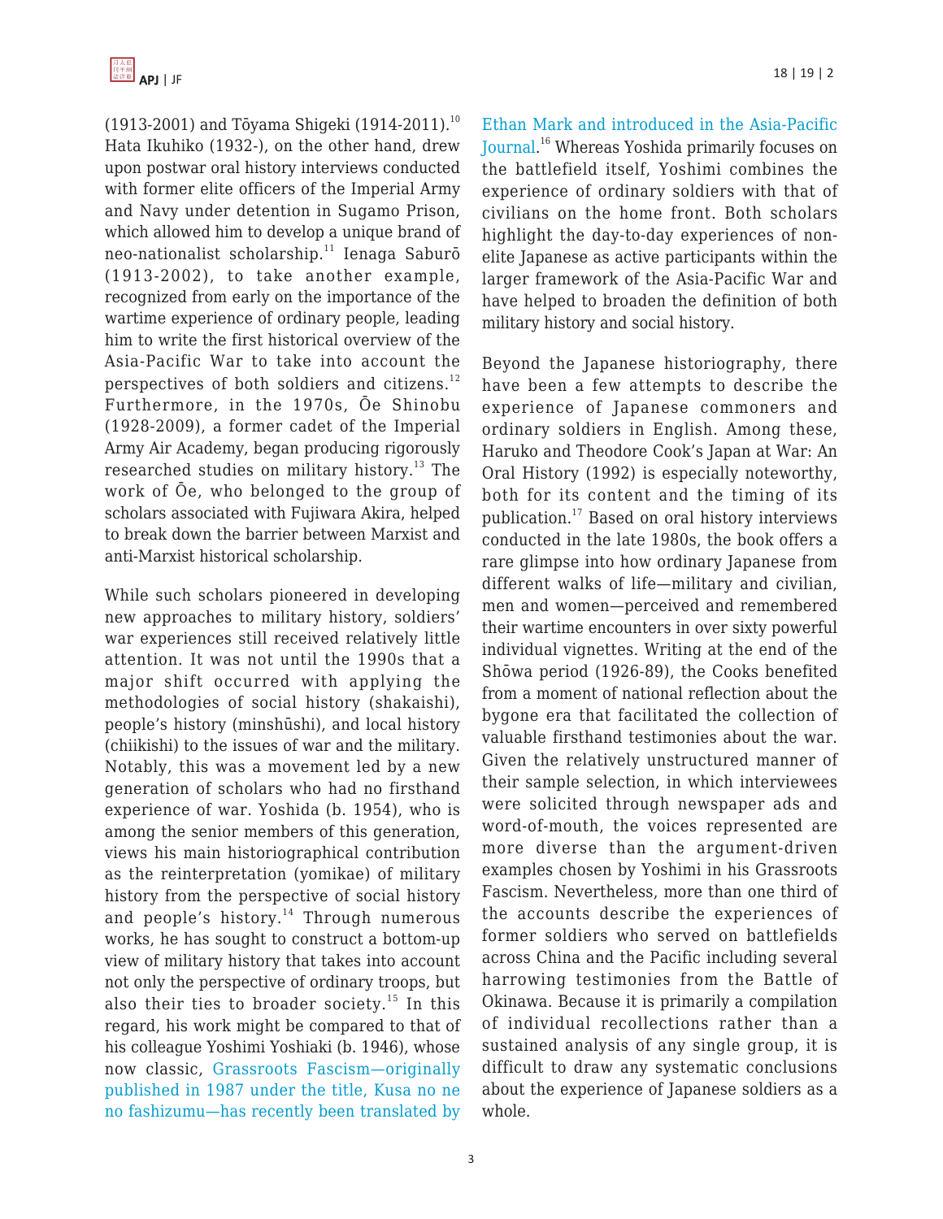(1913-2001) and Tōyama Shigeki (1914-2011).[10] Hata Ikuhiko (1932-), on the other hand, drew upon postwar oral history interviews conducted with former elite officers of the Imperial Army and Navy under detention in Sugamo Prison, which allowed him to develop a unique brand of neo-nationalist scholarship.[11] Ienaga Saburō (1913-2002), to take another example, recognized from early on the importance of the wartime experience of ordinary people, leading him to write the first historical overview of the Asia-Pacific War to take into account the perspectives of both soldiers and citizens.[12] Furthermore, in the 1970s, Ōe Shinobu (1928-2009), a former cadet of the Imperial Army Air Academy, began producing rigorously researched studies on military history.[13] The work of Ōe, who belonged to the group of scholars associated with Fujiwara Akira, helped to break down the barrier between Marxist and anti-Marxist historical scholarship.

While such scholars pioneered in developing new approaches to military history, soldiers' war experiences still received relatively little attention. It was not until the 1990s that a major shift occurred with applying the methodologies of social history (shakaishi), people's history (minshūshi), and local history (chiikishi) to the issues of war and the military. Notably, this was a movement led by a new generation of scholars who had no firsthand experience of war. Yoshida (b. 1954), who is among the senior members of this generation, views his main historiographical contribution as the reinterpretation (yomikae) of military history from the perspective of social history and people's history.[14] Through numerous works, he has sought to construct a bottom-up view of military history that takes into account not only the perspective of ordinary troops, but also their ties to broader society.[15] In this regard, his work might be compared to that of his colleague Yoshimi Yoshiaki (b. 1946), whose now classic, Grassroots Fascism—originally published in 1987 under the title, Kusa no ne no fashizumu—has recently been translated by Ethan Mark and introduced in the Asia-Pacific Journal.[16] Whereas Yoshida primarily focuses on the battlefield itself, Yoshimi combines the experience of ordinary soldiers with that of civilians on the home front. Both scholars highlight the day-to-day experiences of non-elite Japanese as active participants within the larger framework of the Asia-Pacific War and have helped to broaden the definition of both military history and social history.

Beyond the Japanese historiography, there have been a few attempts to describe the experience of Japanese commoners and ordinary soldiers in English. Among these, Haruko and Theodore Cook's Japan at War: An Oral History (1992) is especially noteworthy, both for its content and the timing of its publication.[17] Based on oral history interviews conducted in the late 1980s, the book offers a rare glimpse into how ordinary Japanese from different walks of life—military and civilian, men and women—perceived and remembered their wartime encounters in over sixty powerful individual vignettes. Writing at the end of the Shōwa period (1926-89), the Cooks benefited from a moment of national reflection about the bygone era that facilitated the collection of valuable firsthand testimonies about the war. Given the relatively unstructured manner of their sample selection, in which interviewees were solicited through newspaper ads and word-of-mouth, the voices represented are more diverse than the argument-driven examples chosen by Yoshimi in his Grassroots Fascism. Nevertheless, more than one third of the accounts describe the experiences of former soldiers who served on battlefields across China and the Pacific including several harrowing testimonies from the Battle of Okinawa. Because it is primarily a compilation of individual recollections rather than a sustained analysis of any single group, it is difficult to draw any systematic conclusions about the experience of Japanese soldiers as a whole.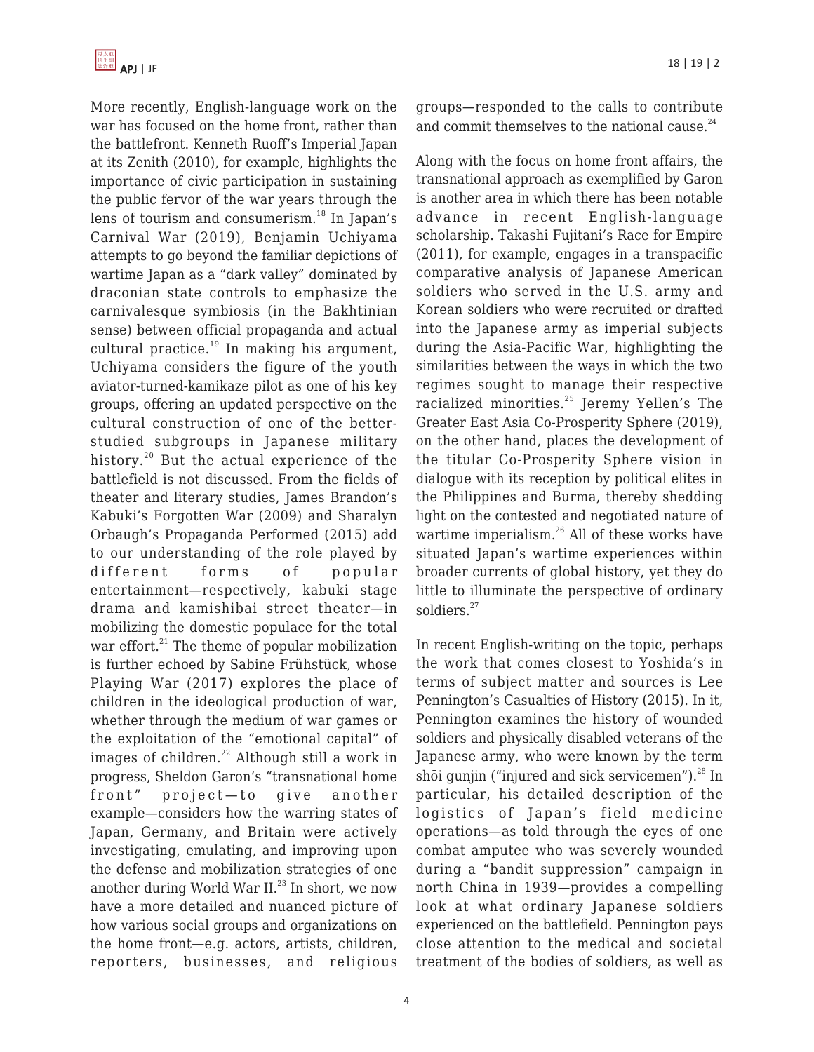More recently, English-language work on the war has focused on the home front, rather than the battlefront. Kenneth Ruoff's Imperial Japan at its Zenith (2010), for example, highlights the importance of civic participation in sustaining the public fervor of the war years through the lens of tourism and consumerism.[18] In Japan's Carnival War (2019), Benjamin Uchiyama attempts to go beyond the familiar depictions of wartime Japan as a "dark valley" dominated by draconian state controls to emphasize the carnivalesque symbiosis (in the Bakhtinian sense) between official propaganda and actual cultural practice.[19] In making his argument, Uchiyama considers the figure of the youth aviator-turned-kamikaze pilot as one of his key groups, offering an updated perspective on the cultural construction of one of the better-studied subgroups in Japanese military history.[20] But the actual experience of the battlefield is not discussed. From the fields of theater and literary studies, James Brandon's Kabuki's Forgotten War (2009) and Sharalyn Orbaugh's Propaganda Performed (2015) add to our understanding of the role played by different forms of popular entertainment—respectively, kabuki stage drama and kamishibai street theater—in mobilizing the domestic populace for the total war effort.[21] The theme of popular mobilization is further echoed by Sabine Frühstück, whose Playing War (2017) explores the place of children in the ideological production of war, whether through the medium of war games or the exploitation of the "emotional capital" of images of children.[22] Although still a work in progress, Sheldon Garon's "transnational home front" project—to give another example—considers how the warring states of Japan, Germany, and Britain were actively investigating, emulating, and improving upon the defense and mobilization strategies of one another during World War II.[23] In short, we now have a more detailed and nuanced picture of how various social groups and organizations on the home front—e.g. actors, artists, children, reporters, businesses, and religious groups—responded to the calls to contribute and commit themselves to the national cause.[24]

Along with the focus on home front affairs, the transnational approach as exemplified by Garon is another area in which there has been notable advance in recent English-language scholarship. Takashi Fujitani's Race for Empire (2011), for example, engages in a transpacific comparative analysis of Japanese American soldiers who served in the U.S. army and Korean soldiers who were recruited or drafted into the Japanese army as imperial subjects during the Asia-Pacific War, highlighting the similarities between the ways in which the two regimes sought to manage their respective racialized minorities.[25] Jeremy Yellen's The Greater East Asia Co-Prosperity Sphere (2019), on the other hand, places the development of the titular Co-Prosperity Sphere vision in dialogue with its reception by political elites in the Philippines and Burma, thereby shedding light on the contested and negotiated nature of wartime imperialism.[26] All of these works have situated Japan's wartime experiences within broader currents of global history, yet they do little to illuminate the perspective of ordinary soldiers.[27]

In recent English-writing on the topic, perhaps the work that comes closest to Yoshida's in terms of subject matter and sources is Lee Pennington's Casualties of History (2015). In it, Pennington examines the history of wounded soldiers and physically disabled veterans of the Japanese army, who were known by the term shōi gunjin ("injured and sick servicemen").[28] In particular, his detailed description of the logistics of Japan's field medicine operations—as told through the eyes of one combat amputee who was severely wounded during a "bandit suppression" campaign in north China in 1939—provides a compelling look at what ordinary Japanese soldiers experienced on the battlefield. Pennington pays close attention to the medical and societal treatment of the bodies of soldiers, as well as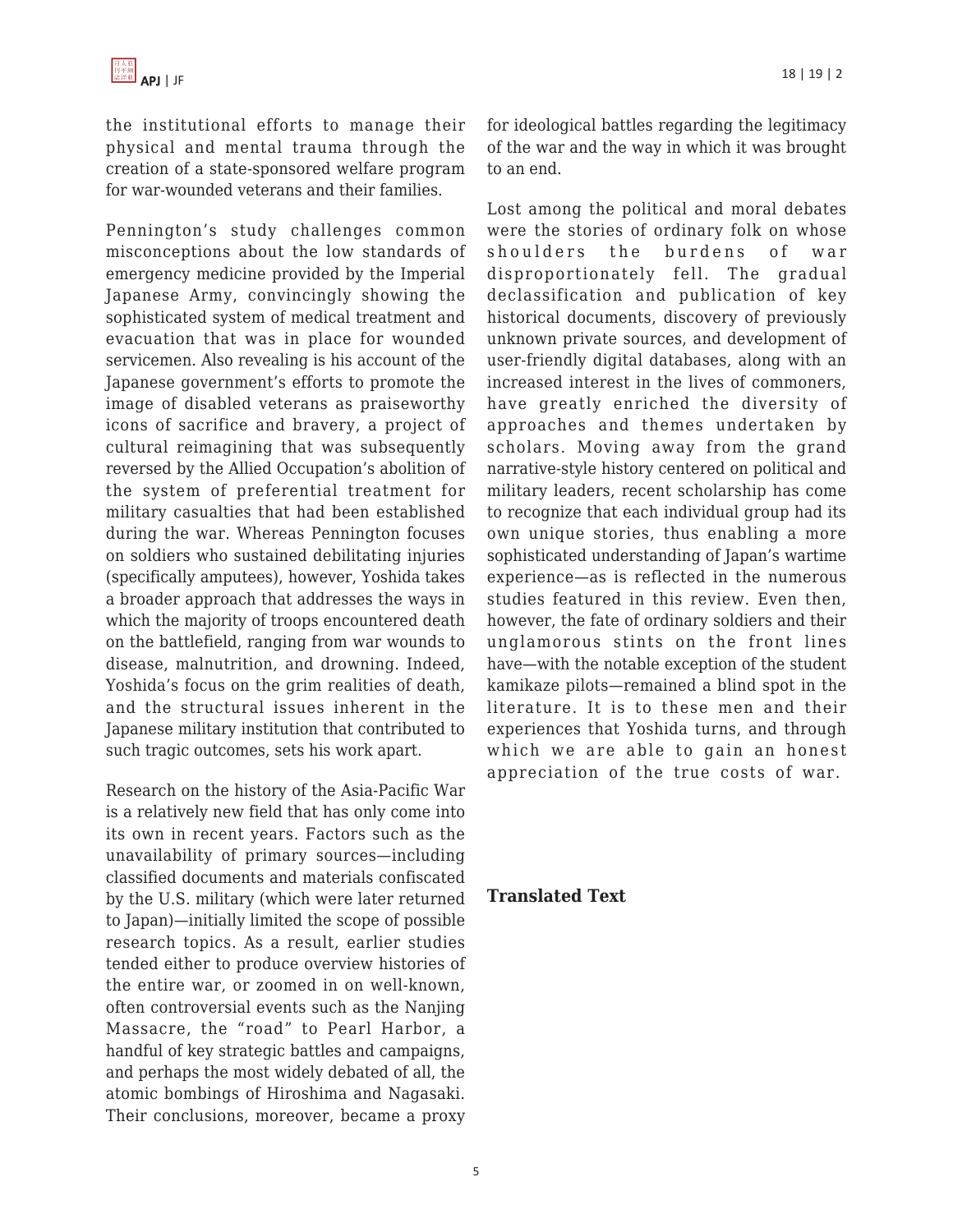the institutional efforts to manage their physical and mental trauma through the creation of a state-sponsored welfare program for war-wounded veterans and their families.

Pennington's study challenges common misconceptions about the low standards of emergency medicine provided by the Imperial Japanese Army, convincingly showing the sophisticated system of medical treatment and evacuation that was in place for wounded servicemen. Also revealing is his account of the Japanese government's efforts to promote the image of disabled veterans as praiseworthy icons of sacrifice and bravery, a project of cultural reimagining that was subsequently reversed by the Allied Occupation's abolition of the system of preferential treatment for military casualties that had been established during the war. Whereas Pennington focuses on soldiers who sustained debilitating injuries (specifically amputees), however, Yoshida takes a broader approach that addresses the ways in which the majority of troops encountered death on the battlefield, ranging from war wounds to disease, malnutrition, and drowning. Indeed, Yoshida's focus on the grim realities of death, and the structural issues inherent in the Japanese military institution that contributed to such tragic outcomes, sets his work apart.

Research on the history of the Asia-Pacific War is a relatively new field that has only come into its own in recent years. Factors such as the unavailability of primary sources—including classified documents and materials confiscated by the U.S. military (which were later returned to Japan)—initially limited the scope of possible research topics. As a result, earlier studies tended either to produce overview histories of the entire war, or zoomed in on well-known, often controversial events such as the Nanjing Massacre, the "road" to Pearl Harbor, a handful of key strategic battles and campaigns, and perhaps the most widely debated of all, the atomic bombings of Hiroshima and Nagasaki. Their conclusions, moreover, became a proxy for ideological battles regarding the legitimacy of the war and the way in which it was brought to an end.

Lost among the political and moral debates were the stories of ordinary folk on whose shoulders the burdens of war disproportionately fell. The gradual declassification and publication of key historical documents, discovery of previously unknown private sources, and development of user-friendly digital databases, along with an increased interest in the lives of commoners, have greatly enriched the diversity of approaches and themes undertaken by scholars. Moving away from the grand narrative-style history centered on political and military leaders, recent scholarship has come to recognize that each individual group had its own unique stories, thus enabling a more sophisticated understanding of Japan's wartime experience—as is reflected in the numerous studies featured in this review. Even then, however, the fate of ordinary soldiers and their unglamorous stints on the front lines have—with the notable exception of the student kamikaze pilots—remained a blind spot in the literature. It is to these men and their experiences that Yoshida turns, and through which we are able to gain an honest appreciation of the true costs of war.

## Translated Text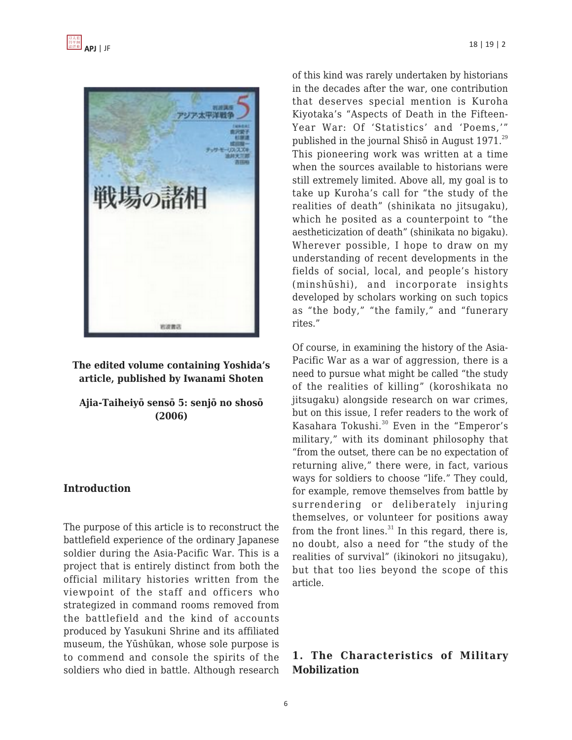**The edited volume containing Yoshida's article, published by Iwanami Shoten**

**Ajia-Taiheiyō sensō 5: senjō no shosō (2006)**

## Introduction

The purpose of this article is to reconstruct the battlefield experience of the ordinary Japanese soldier during the Asia-Pacific War. This is a project that is entirely distinct from both the official military histories written from the viewpoint of the staff and officers who strategized in command rooms removed from the battlefield and the kind of accounts produced by Yasukuni Shrine and its affiliated museum, the Yūshūkan, whose sole purpose is to commend and console the spirits of the soldiers who died in battle. Although research of this kind was rarely undertaken by historians in the decades after the war, one contribution that deserves special mention is Kuroha Kiyotaka's "Aspects of Death in the Fifteen-Year War: Of 'Statistics' and 'Poems,'" published in the journal Shisō in August 1971.[29] This pioneering work was written at a time when the sources available to historians were still extremely limited. Above all, my goal is to take up Kuroha's call for "the study of the realities of death" (shinikata no jitsugaku), which he posited as a counterpoint to "the aestheticization of death" (shinikata no bigaku). Wherever possible, I hope to draw on my understanding of recent developments in the fields of social, local, and people's history (minshūshi), and incorporate insights developed by scholars working on such topics as "the body," "the family," and "funerary rites."

Of course, in examining the history of the Asia-Pacific War as a war of aggression, there is a need to pursue what might be called "the study of the realities of killing" (koroshikata no jitsugaku) alongside research on war crimes, but on this issue, I refer readers to the work of Kasahara Tokushi.[30] Even in the "Emperor's military," with its dominant philosophy that "from the outset, there can be no expectation of returning alive," there were, in fact, various ways for soldiers to choose "life." They could, for example, remove themselves from battle by surrendering or deliberately injuring themselves, or volunteer for positions away from the front lines.[31] In this regard, there is, no doubt, also a need for "the study of the realities of survival" (ikinokori no jitsugaku), but that too lies beyond the scope of this article.

## 1. The Characteristics of Military Mobilization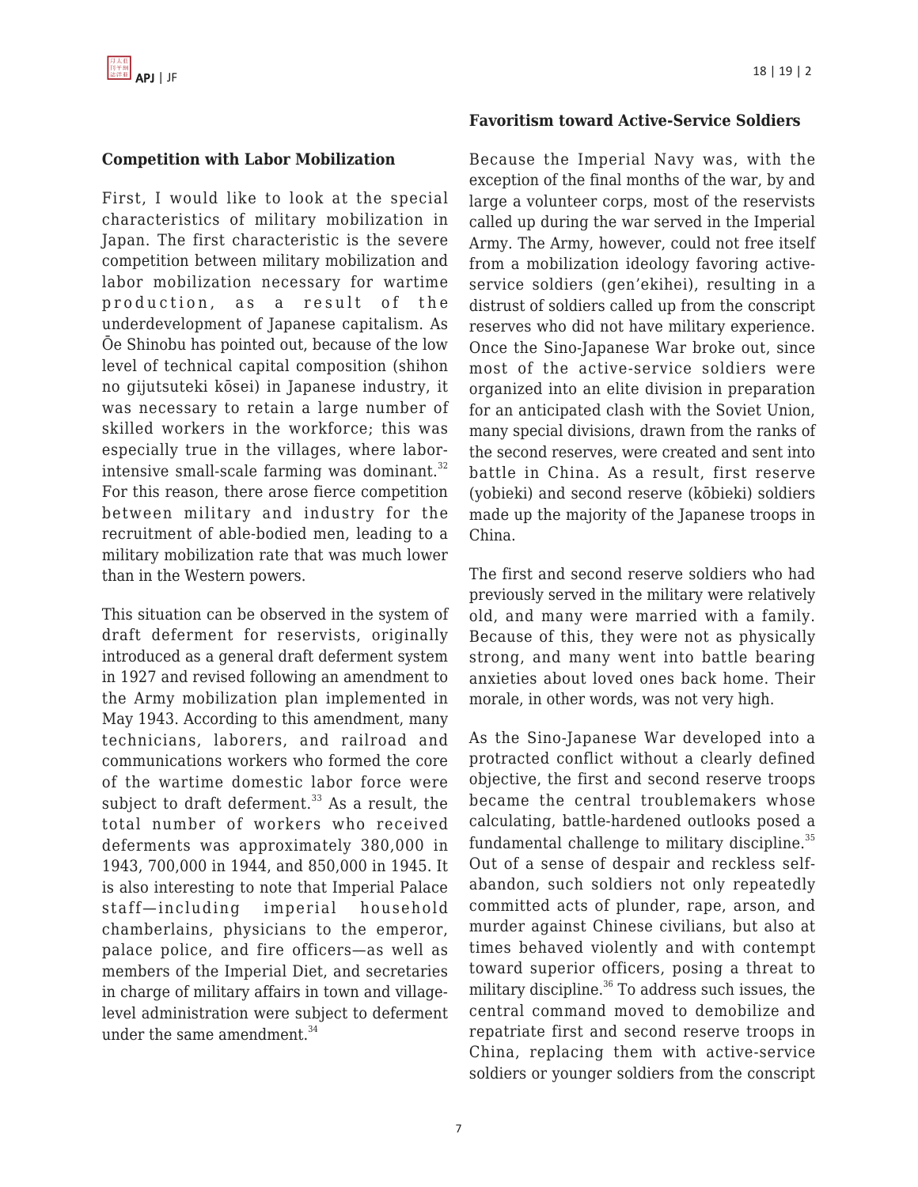### Competition with Labor Mobilization

First, I would like to look at the special characteristics of military mobilization in Japan. The first characteristic is the severe competition between military mobilization and labor mobilization necessary for wartime production, as a result of the underdevelopment of Japanese capitalism. As Ōe Shinobu has pointed out, because of the low level of technical capital composition (shihon no gijutsuteki kōsei) in Japanese industry, it was necessary to retain a large number of skilled workers in the workforce; this was especially true in the villages, where labor-intensive small-scale farming was dominant.[32] For this reason, there arose fierce competition between military and industry for the recruitment of able-bodied men, leading to a military mobilization rate that was much lower than in the Western powers.

This situation can be observed in the system of draft deferment for reservists, originally introduced as a general draft deferment system in 1927 and revised following an amendment to the Army mobilization plan implemented in May 1943. According to this amendment, many technicians, laborers, and railroad and communications workers who formed the core of the wartime domestic labor force were subject to draft deferment.[33] As a result, the total number of workers who received deferments was approximately 380,000 in 1943, 700,000 in 1944, and 850,000 in 1945. It is also interesting to note that Imperial Palace staff—including imperial household chamberlains, physicians to the emperor, palace police, and fire officers—as well as members of the Imperial Diet, and secretaries in charge of military affairs in town and village-level administration were subject to deferment under the same amendment.[34]

### Favoritism toward Active-Service Soldiers

Because the Imperial Navy was, with the exception of the final months of the war, by and large a volunteer corps, most of the reservists called up during the war served in the Imperial Army. The Army, however, could not free itself from a mobilization ideology favoring active-service soldiers (gen'ekihei), resulting in a distrust of soldiers called up from the conscript reserves who did not have military experience. Once the Sino-Japanese War broke out, since most of the active-service soldiers were organized into an elite division in preparation for an anticipated clash with the Soviet Union, many special divisions, drawn from the ranks of the second reserves, were created and sent into battle in China. As a result, first reserve (yobieki) and second reserve (kōbieki) soldiers made up the majority of the Japanese troops in China.

The first and second reserve soldiers who had previously served in the military were relatively old, and many were married with a family. Because of this, they were not as physically strong, and many went into battle bearing anxieties about loved ones back home. Their morale, in other words, was not very high.

As the Sino-Japanese War developed into a protracted conflict without a clearly defined objective, the first and second reserve troops became the central troublemakers whose calculating, battle-hardened outlooks posed a fundamental challenge to military discipline.[35] Out of a sense of despair and reckless self-abandon, such soldiers not only repeatedly committed acts of plunder, rape, arson, and murder against Chinese civilians, but also at times behaved violently and with contempt toward superior officers, posing a threat to military discipline.[36] To address such issues, the central command moved to demobilize and repatriate first and second reserve troops in China, replacing them with active-service soldiers or younger soldiers from the conscript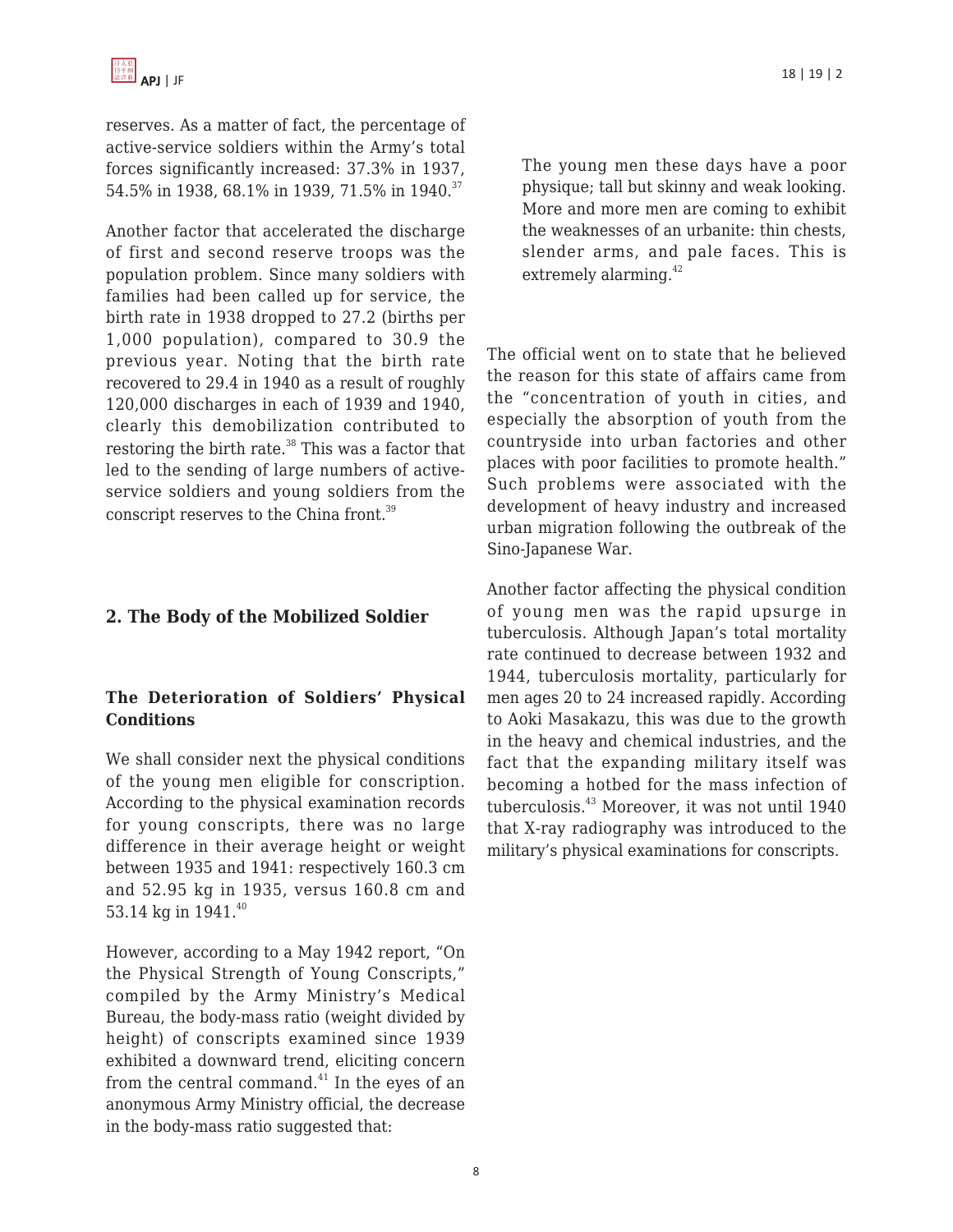reserves. As a matter of fact, the percentage of active-service soldiers within the Army's total forces significantly increased: 37.3% in 1937, 54.5% in 1938, 68.1% in 1939, 71.5% in 1940.[37]

Another factor that accelerated the discharge of first and second reserve troops was the population problem. Since many soldiers with families had been called up for service, the birth rate in 1938 dropped to 27.2 (births per 1,000 population), compared to 30.9 the previous year. Noting that the birth rate recovered to 29.4 in 1940 as a result of roughly 120,000 discharges in each of 1939 and 1940, clearly this demobilization contributed to restoring the birth rate.[38] This was a factor that led to the sending of large numbers of active-service soldiers and young soldiers from the conscript reserves to the China front.[39]

## 2. The Body of the Mobilized Soldier

### The Deterioration of Soldiers' Physical Conditions

We shall consider next the physical conditions of the young men eligible for conscription. According to the physical examination records for young conscripts, there was no large difference in their average height or weight between 1935 and 1941: respectively 160.3 cm and 52.95 kg in 1935, versus 160.8 cm and 53.14 kg in 1941.[40]

However, according to a May 1942 report, "On the Physical Strength of Young Conscripts," compiled by the Army Ministry's Medical Bureau, the body-mass ratio (weight divided by height) of conscripts examined since 1939 exhibited a downward trend, eliciting concern from the central command.[41] In the eyes of an anonymous Army Ministry official, the decrease in the body-mass ratio suggested that:

> The young men these days have a poor physique; tall but skinny and weak looking. More and more men are coming to exhibit the weaknesses of an urbanite: thin chests, slender arms, and pale faces. This is extremely alarming.[42]

The official went on to state that he believed the reason for this state of affairs came from the "concentration of youth in cities, and especially the absorption of youth from the countryside into urban factories and other places with poor facilities to promote health." Such problems were associated with the development of heavy industry and increased urban migration following the outbreak of the Sino-Japanese War.

Another factor affecting the physical condition of young men was the rapid upsurge in tuberculosis. Although Japan's total mortality rate continued to decrease between 1932 and 1944, tuberculosis mortality, particularly for men ages 20 to 24 increased rapidly. According to Aoki Masakazu, this was due to the growth in the heavy and chemical industries, and the fact that the expanding military itself was becoming a hotbed for the mass infection of tuberculosis.[43] Moreover, it was not until 1940 that X-ray radiography was introduced to the military's physical examinations for conscripts.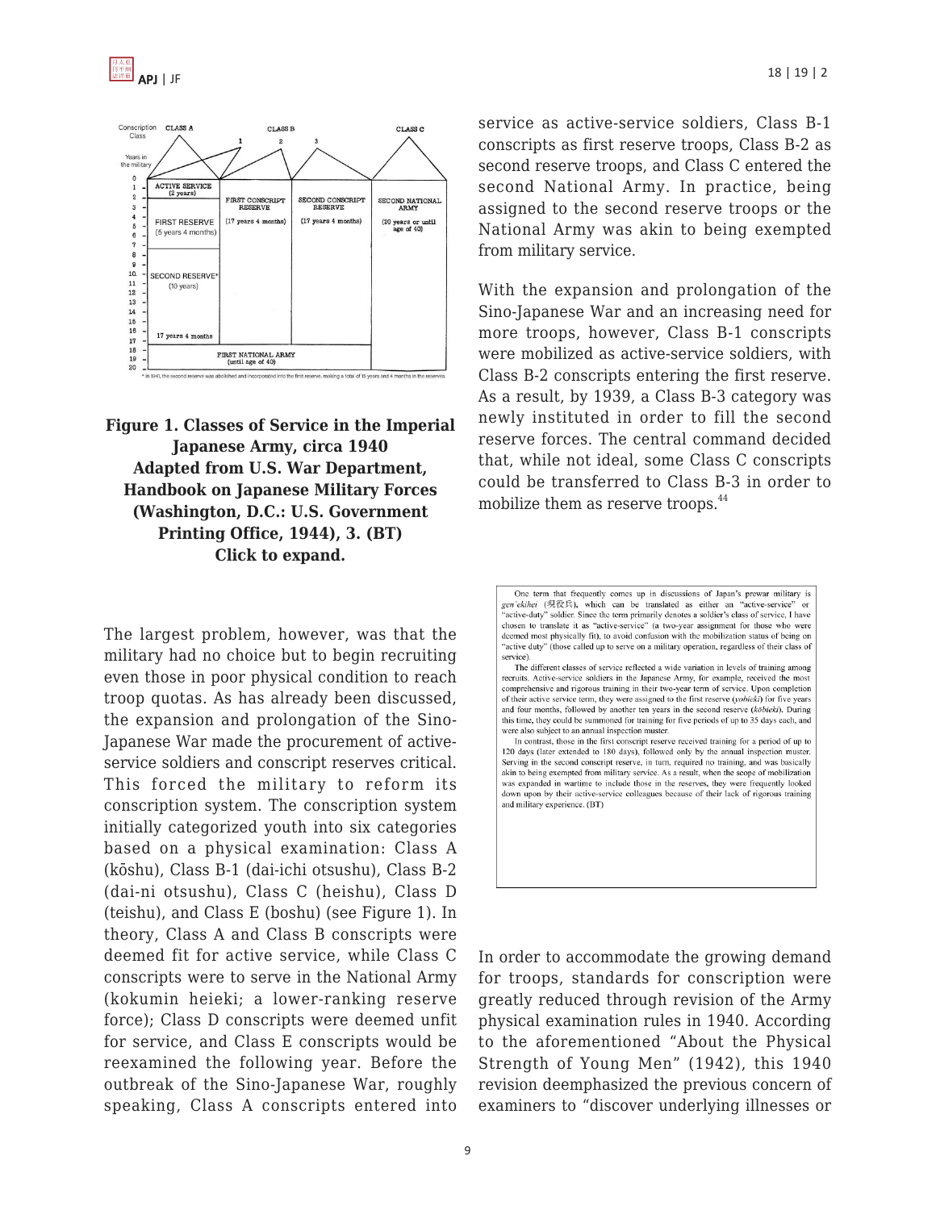Figure 1. Classes of Service in the Imperial Japanese Army, circa 1940
Adapted from U.S. War Department, Handbook on Japanese Military Forces (Washington, D.C.: U.S. Government Printing Office, 1944), 3. (BT)
Click to expand.

The largest problem, however, was that the military had no choice but to begin recruiting even those in poor physical condition to reach troop quotas. As has already been discussed, the expansion and prolongation of the Sino-Japanese War made the procurement of active-service soldiers and conscript reserves critical. This forced the military to reform its conscription system. The conscription system initially categorized youth into six categories based on a physical examination: Class A (kōshu), Class B-1 (dai-ichi otsushu), Class B-2 (dai-ni otsushu), Class C (heishu), Class D (teishu), and Class E (boshu) (see Figure 1). In theory, Class A and Class B conscripts were deemed fit for active service, while Class C conscripts were to serve in the National Army (kokumin heieki; a lower-ranking reserve force); Class D conscripts were deemed unfit for service, and Class E conscripts would be reexamined the following year. Before the outbreak of the Sino-Japanese War, roughly speaking, Class A conscripts entered into service as active-service soldiers, Class B-1 conscripts as first reserve troops, Class B-2 as second reserve troops, and Class C entered the second National Army. In practice, being assigned to the second reserve troops or the National Army was akin to being exempted from military service.

With the expansion and prolongation of the Sino-Japanese War and an increasing need for more troops, however, Class B-1 conscripts were mobilized as active-service soldiers, with Class B-2 conscripts entering the first reserve. As a result, by 1939, a Class B-3 category was newly instituted in order to fill the second reserve forces. The central command decided that, while not ideal, some Class C conscripts could be transferred to Class B-3 in order to mobilize them as reserve troops.[44]

One term that frequently comes up in discussions of Japan's prewar military is *gen'ekihei* (現役兵), which can be translated as either an "active-service" or "active-duty" soldier. Since the term primarily denotes a soldier's class of service, I have chosen to translate it as "active-service" (a two-year assignment for those who were deemed most physically fit), to avoid confusion with the mobilization status of being on "active duty" (those called up to serve on a military operation, regardless of their class of service).

The different classes of service reflected a wide variation in levels of training among recruits. Active-service soldiers in the Japanese Army, for example, received the most comprehensive and rigorous training in their two-year term of service. Upon completion of their active service term, they were assigned to the first reserve (*yobieki*) for five years and four months, followed by another ten years in the second reserve (*kōbieki*). During this time, they could be summoned for training for five periods of up to 35 days each, and were also subject to an annual inspection muster.

In contrast, those in the first conscript reserve received training for a period of up to 120 days (later extended to 180 days), followed only by the annual inspection muster. Serving in the second conscript reserve, in turn, required no training, and was basically akin to being exempted from military service. As a result, when the scope of mobilization was expanded in wartime to include those in the reserves, they were frequently looked down upon by their active-service colleagues because of their lack of rigorous training and military experience. (BT)

In order to accommodate the growing demand for troops, standards for conscription were greatly reduced through revision of the Army physical examination rules in 1940. According to the aforementioned "About the Physical Strength of Young Men" (1942), this 1940 revision deemphasized the previous concern of examiners to "discover underlying illnesses or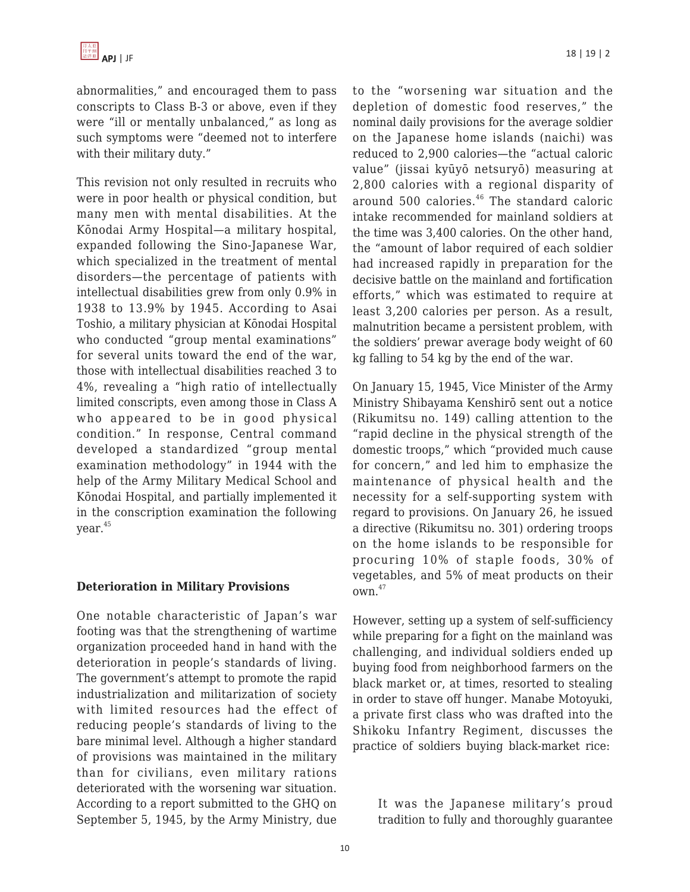abnormalities," and encouraged them to pass conscripts to Class B-3 or above, even if they were "ill or mentally unbalanced," as long as such symptoms were "deemed not to interfere with their military duty."

This revision not only resulted in recruits who were in poor health or physical condition, but many men with mental disabilities. At the Kōnodai Army Hospital—a military hospital, expanded following the Sino-Japanese War, which specialized in the treatment of mental disorders—the percentage of patients with intellectual disabilities grew from only 0.9% in 1938 to 13.9% by 1945. According to Asai Toshio, a military physician at Kōnodai Hospital who conducted "group mental examinations" for several units toward the end of the war, those with intellectual disabilities reached 3 to 4%, revealing a "high ratio of intellectually limited conscripts, even among those in Class A who appeared to be in good physical condition." In response, Central command developed a standardized "group mental examination methodology" in 1944 with the help of the Army Military Medical School and Kōnodai Hospital, and partially implemented it in the conscription examination the following year.[45]

### Deterioration in Military Provisions

One notable characteristic of Japan's war footing was that the strengthening of wartime organization proceeded hand in hand with the deterioration in people's standards of living. The government's attempt to promote the rapid industrialization and militarization of society with limited resources had the effect of reducing people's standards of living to the bare minimal level. Although a higher standard of provisions was maintained in the military than for civilians, even military rations deteriorated with the worsening war situation. According to a report submitted to the GHQ on September 5, 1945, by the Army Ministry, due to the "worsening war situation and the depletion of domestic food reserves," the nominal daily provisions for the average soldier on the Japanese home islands (naichi) was reduced to 2,900 calories—the "actual caloric value" (jissai kyūyō netsuryō) measuring at 2,800 calories with a regional disparity of around 500 calories.[46] The standard caloric intake recommended for mainland soldiers at the time was 3,400 calories. On the other hand, the "amount of labor required of each soldier had increased rapidly in preparation for the decisive battle on the mainland and fortification efforts," which was estimated to require at least 3,200 calories per person. As a result, malnutrition became a persistent problem, with the soldiers' prewar average body weight of 60 kg falling to 54 kg by the end of the war.

On January 15, 1945, Vice Minister of the Army Ministry Shibayama Kenshirō sent out a notice (Rikumitsu no. 149) calling attention to the "rapid decline in the physical strength of the domestic troops," which "provided much cause for concern," and led him to emphasize the maintenance of physical health and the necessity for a self-supporting system with regard to provisions. On January 26, he issued a directive (Rikumitsu no. 301) ordering troops on the home islands to be responsible for procuring 10% of staple foods, 30% of vegetables, and 5% of meat products on their own.[47]

However, setting up a system of self-sufficiency while preparing for a fight on the mainland was challenging, and individual soldiers ended up buying food from neighborhood farmers on the black market or, at times, resorted to stealing in order to stave off hunger. Manabe Motoyuki, a private first class who was drafted into the Shikoku Infantry Regiment, discusses the practice of soldiers buying black-market rice:

> It was the Japanese military's proud tradition to fully and thoroughly guarantee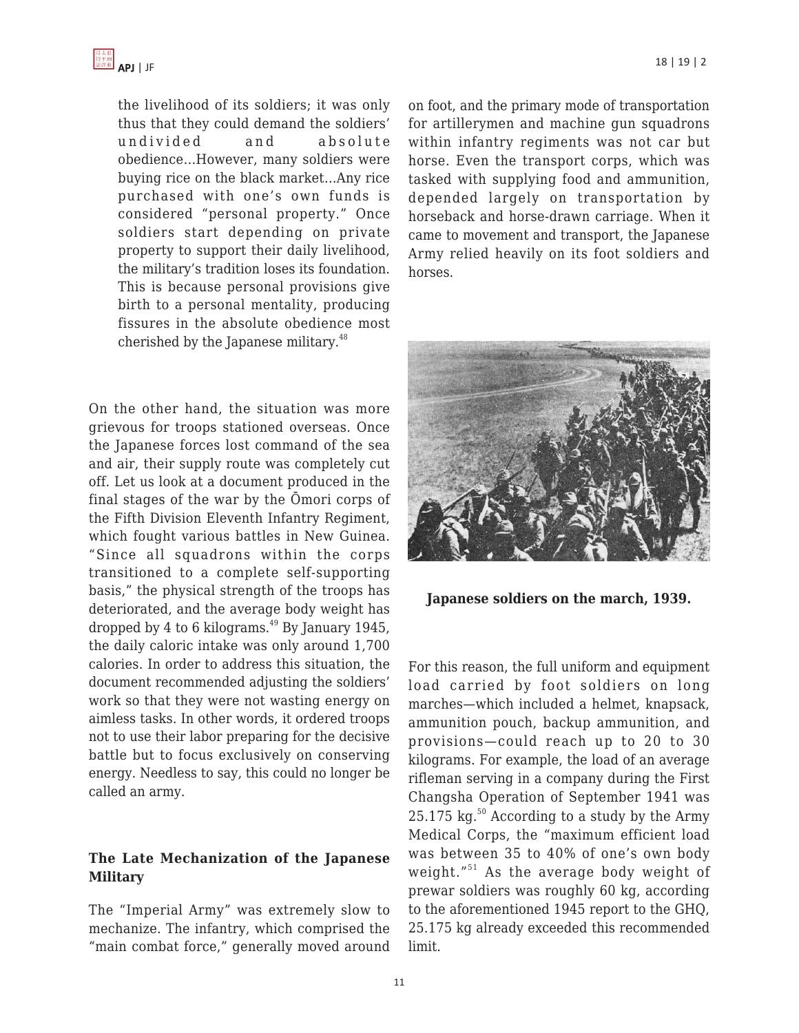> the livelihood of its soldiers; it was only thus that they could demand the soldiers' undivided and absolute obedience…However, many soldiers were buying rice on the black market…Any rice purchased with one's own funds is considered "personal property." Once soldiers start depending on private property to support their daily livelihood, the military's tradition loses its foundation. This is because personal provisions give birth to a personal mentality, producing fissures in the absolute obedience most cherished by the Japanese military.[48]

On the other hand, the situation was more grievous for troops stationed overseas. Once the Japanese forces lost command of the sea and air, their supply route was completely cut off. Let us look at a document produced in the final stages of the war by the Ōmori corps of the Fifth Division Eleventh Infantry Regiment, which fought various battles in New Guinea. "Since all squadrons within the corps transitioned to a complete self-supporting basis," the physical strength of the troops has deteriorated, and the average body weight has dropped by 4 to 6 kilograms.[49] By January 1945, the daily caloric intake was only around 1,700 calories. In order to address this situation, the document recommended adjusting the soldiers' work so that they were not wasting energy on aimless tasks. In other words, it ordered troops not to use their labor preparing for the decisive battle but to focus exclusively on conserving energy. Needless to say, this could no longer be called an army.

### The Late Mechanization of the Japanese Military

The "Imperial Army" was extremely slow to mechanize. The infantry, which comprised the "main combat force," generally moved around on foot, and the primary mode of transportation for artillerymen and machine gun squadrons within infantry regiments was not car but horse. Even the transport corps, which was tasked with supplying food and ammunition, depended largely on transportation by horseback and horse-drawn carriage. When it came to movement and transport, the Japanese Army relied heavily on its foot soldiers and horses.

**Japanese soldiers on the march, 1939.**

For this reason, the full uniform and equipment load carried by foot soldiers on long marches—which included a helmet, knapsack, ammunition pouch, backup ammunition, and provisions—could reach up to 20 to 30 kilograms. For example, the load of an average rifleman serving in a company during the First Changsha Operation of September 1941 was 25.175 kg.[50] According to a study by the Army Medical Corps, the "maximum efficient load was between 35 to 40% of one's own body weight."[51] As the average body weight of prewar soldiers was roughly 60 kg, according to the aforementioned 1945 report to the GHQ, 25.175 kg already exceeded this recommended limit.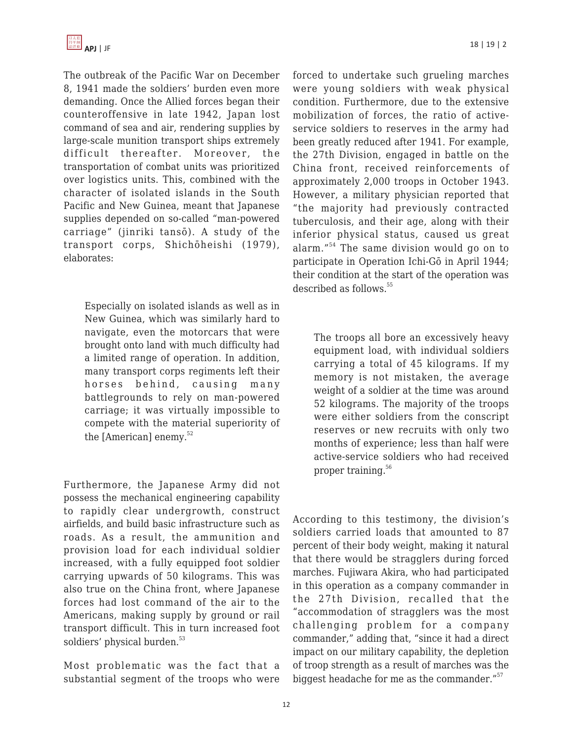The outbreak of the Pacific War on December 8, 1941 made the soldiers' burden even more demanding. Once the Allied forces began their counteroffensive in late 1942, Japan lost command of sea and air, rendering supplies by large-scale munition transport ships extremely difficult thereafter. Moreover, the transportation of combat units was prioritized over logistics units. This, combined with the character of isolated islands in the South Pacific and New Guinea, meant that Japanese supplies depended on so-called "man-powered carriage" (jinriki tansō). A study of the transport corps, Shichōheishi (1979), elaborates:

> Especially on isolated islands as well as in New Guinea, which was similarly hard to navigate, even the motorcars that were brought onto land with much difficulty had a limited range of operation. In addition, many transport corps regiments left their horses behind, causing many battlegrounds to rely on man-powered carriage; it was virtually impossible to compete with the material superiority of the [American] enemy.[52]

Furthermore, the Japanese Army did not possess the mechanical engineering capability to rapidly clear undergrowth, construct airfields, and build basic infrastructure such as roads. As a result, the ammunition and provision load for each individual soldier increased, with a fully equipped foot soldier carrying upwards of 50 kilograms. This was also true on the China front, where Japanese forces had lost command of the air to the Americans, making supply by ground or rail transport difficult. This in turn increased foot soldiers' physical burden.[53]

Most problematic was the fact that a substantial segment of the troops who were forced to undertake such grueling marches were young soldiers with weak physical condition. Furthermore, due to the extensive mobilization of forces, the ratio of active-service soldiers to reserves in the army had been greatly reduced after 1941. For example, the 27th Division, engaged in battle on the China front, received reinforcements of approximately 2,000 troops in October 1943. However, a military physician reported that "the majority had previously contracted tuberculosis, and their age, along with their inferior physical status, caused us great alarm."[54] The same division would go on to participate in Operation Ichi-Gō in April 1944; their condition at the start of the operation was described as follows.[55]

> The troops all bore an excessively heavy equipment load, with individual soldiers carrying a total of 45 kilograms. If my memory is not mistaken, the average weight of a soldier at the time was around 52 kilograms. The majority of the troops were either soldiers from the conscript reserves or new recruits with only two months of experience; less than half were active-service soldiers who had received proper training.[56]

According to this testimony, the division's soldiers carried loads that amounted to 87 percent of their body weight, making it natural that there would be stragglers during forced marches. Fujiwara Akira, who had participated in this operation as a company commander in the 27th Division, recalled that the "accommodation of stragglers was the most challenging problem for a company commander," adding that, "since it had a direct impact on our military capability, the depletion of troop strength as a result of marches was the biggest headache for me as the commander."[57]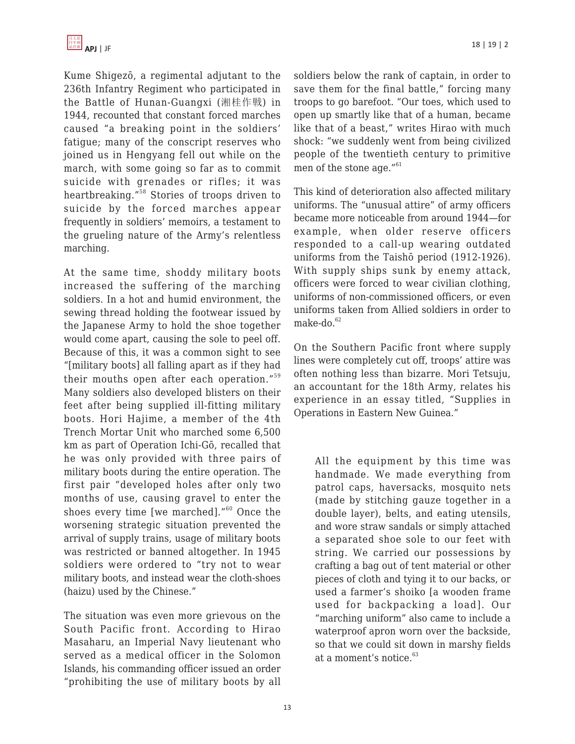Kume Shigezō, a regimental adjutant to the 236th Infantry Regiment who participated in the Battle of Hunan-Guangxi (湘桂作戦) in 1944, recounted that constant forced marches caused "a breaking point in the soldiers' fatigue; many of the conscript reserves who joined us in Hengyang fell out while on the march, with some going so far as to commit suicide with grenades or rifles; it was heartbreaking."[58] Stories of troops driven to suicide by the forced marches appear frequently in soldiers' memoirs, a testament to the grueling nature of the Army's relentless marching.

At the same time, shoddy military boots increased the suffering of the marching soldiers. In a hot and humid environment, the sewing thread holding the footwear issued by the Japanese Army to hold the shoe together would come apart, causing the sole to peel off. Because of this, it was a common sight to see "[military boots] all falling apart as if they had their mouths open after each operation."[59] Many soldiers also developed blisters on their feet after being supplied ill-fitting military boots. Hori Hajime, a member of the 4th Trench Mortar Unit who marched some 6,500 km as part of Operation Ichi-Gō, recalled that he was only provided with three pairs of military boots during the entire operation. The first pair "developed holes after only two months of use, causing gravel to enter the shoes every time [we marched]."[60] Once the worsening strategic situation prevented the arrival of supply trains, usage of military boots was restricted or banned altogether. In 1945 soldiers were ordered to "try not to wear military boots, and instead wear the cloth-shoes (haizu) used by the Chinese."

The situation was even more grievous on the South Pacific front. According to Hirao Masaharu, an Imperial Navy lieutenant who served as a medical officer in the Solomon Islands, his commanding officer issued an order "prohibiting the use of military boots by all soldiers below the rank of captain, in order to save them for the final battle," forcing many troops to go barefoot. "Our toes, which used to open up smartly like that of a human, became like that of a beast," writes Hirao with much shock: "we suddenly went from being civilized people of the twentieth century to primitive men of the stone age."[61]

This kind of deterioration also affected military uniforms. The "unusual attire" of army officers became more noticeable from around 1944—for example, when older reserve officers responded to a call-up wearing outdated uniforms from the Taishō period (1912-1926). With supply ships sunk by enemy attack, officers were forced to wear civilian clothing, uniforms of non-commissioned officers, or even uniforms taken from Allied soldiers in order to make-do.[62]

On the Southern Pacific front where supply lines were completely cut off, troops' attire was often nothing less than bizarre. Mori Tetsuju, an accountant for the 18th Army, relates his experience in an essay titled, "Supplies in Operations in Eastern New Guinea."

> All the equipment by this time was handmade. We made everything from patrol caps, haversacks, mosquito nets (made by stitching gauze together in a double layer), belts, and eating utensils, and wore straw sandals or simply attached a separated shoe sole to our feet with string. We carried our possessions by crafting a bag out of tent material or other pieces of cloth and tying it to our backs, or used a farmer's shoiko [a wooden frame used for backpacking a load]. Our "marching uniform" also came to include a waterproof apron worn over the backside, so that we could sit down in marshy fields at a moment's notice.[63]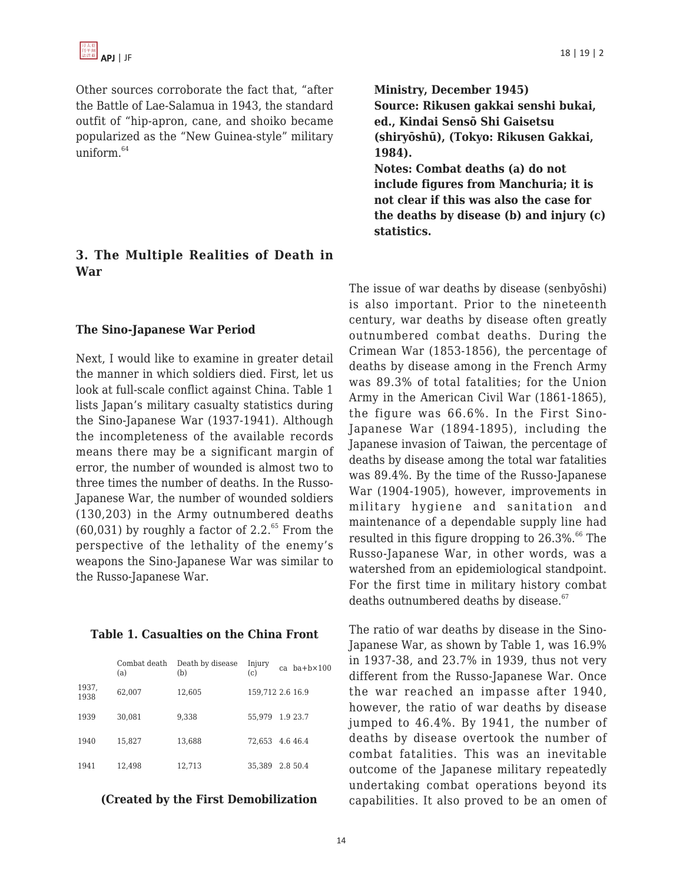Other sources corroborate the fact that, "after the Battle of Lae-Salamua in 1943, the standard outfit of "hip-apron, cane, and shoiko became popularized as the "New Guinea-style" military uniform.[64]

## 3. The Multiple Realities of Death in War

### The Sino-Japanese War Period

Next, I would like to examine in greater detail the manner in which soldiers died. First, let us look at full-scale conflict against China. Table 1 lists Japan's military casualty statistics during the Sino-Japanese War (1937-1941). Although the incompleteness of the available records means there may be a significant margin of error, the number of wounded is almost two to three times the number of deaths. In the Russo-Japanese War, the number of wounded soldiers (130,203) in the Army outnumbered deaths (60,031) by roughly a factor of 2.2.[65] From the perspective of the lethality of the enemy's weapons the Sino-Japanese War was similar to the Russo-Japanese War.

**Table 1. Casualties on the China Front**

| | Combat death (a) | Death by disease (b) | Injury (c) | ca | ba+b×100 |
|---|---|---|---|---|---|
| 1937, 1938 | 62,007 | 12,605 | 159,712 | 2.6 | 16.9 |
| 1939 | 30,081 | 9,338 | 55,979 | 1.9 | 23.7 |
| 1940 | 15,827 | 13,688 | 72,653 | 4.6 | 46.4 |
| 1941 | 12,498 | 12,713 | 35,389 | 2.8 | 50.4 |

**(Created by the First Demobilization Ministry, December 1945)**
**Source: Rikusen gakkai senshi bukai, ed., Kindai Sensō Shi Gaisetsu (shiryōshū), (Tokyo: Rikusen Gakkai, 1984).**
**Notes: Combat deaths (a) do not include figures from Manchuria; it is not clear if this was also the case for the deaths by disease (b) and injury (c) statistics.**

The issue of war deaths by disease (senbyōshi) is also important. Prior to the nineteenth century, war deaths by disease often greatly outnumbered combat deaths. During the Crimean War (1853-1856), the percentage of deaths by disease among in the French Army was 89.3% of total fatalities; for the Union Army in the American Civil War (1861-1865), the figure was 66.6%. In the First Sino-Japanese War (1894-1895), including the Japanese invasion of Taiwan, the percentage of deaths by disease among the total war fatalities was 89.4%. By the time of the Russo-Japanese War (1904-1905), however, improvements in military hygiene and sanitation and maintenance of a dependable supply line had resulted in this figure dropping to 26.3%.[66] The Russo-Japanese War, in other words, was a watershed from an epidemiological standpoint. For the first time in military history combat deaths outnumbered deaths by disease.[67]

The ratio of war deaths by disease in the Sino-Japanese War, as shown by Table 1, was 16.9% in 1937-38, and 23.7% in 1939, thus not very different from the Russo-Japanese War. Once the war reached an impasse after 1940, however, the ratio of war deaths by disease jumped to 46.4%. By 1941, the number of deaths by disease overtook the number of combat fatalities. This was an inevitable outcome of the Japanese military repeatedly undertaking combat operations beyond its capabilities. It also proved to be an omen of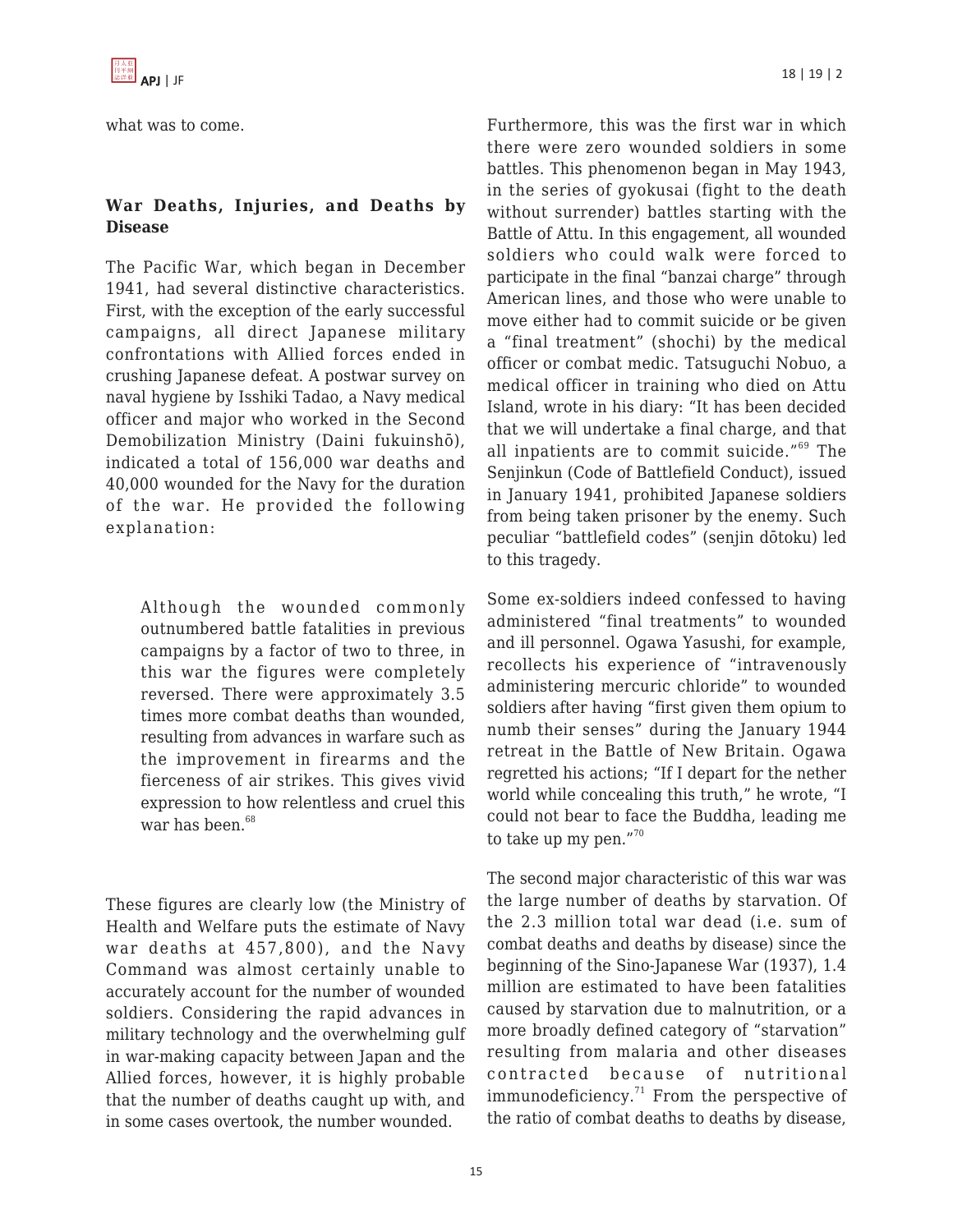what was to come.

## War Deaths, Injuries, and Deaths by Disease

The Pacific War, which began in December 1941, had several distinctive characteristics. First, with the exception of the early successful campaigns, all direct Japanese military confrontations with Allied forces ended in crushing Japanese defeat. A postwar survey on naval hygiene by Isshiki Tadao, a Navy medical officer and major who worked in the Second Demobilization Ministry (Daini fukuinshō), indicated a total of 156,000 war deaths and 40,000 wounded for the Navy for the duration of the war. He provided the following explanation:

> Although the wounded commonly outnumbered battle fatalities in previous campaigns by a factor of two to three, in this war the figures were completely reversed. There were approximately 3.5 times more combat deaths than wounded, resulting from advances in warfare such as the improvement in firearms and the fierceness of air strikes. This gives vivid expression to how relentless and cruel this war has been.[68]

These figures are clearly low (the Ministry of Health and Welfare puts the estimate of Navy war deaths at 457,800), and the Navy Command was almost certainly unable to accurately account for the number of wounded soldiers. Considering the rapid advances in military technology and the overwhelming gulf in war-making capacity between Japan and the Allied forces, however, it is highly probable that the number of deaths caught up with, and in some cases overtook, the number wounded.

Furthermore, this was the first war in which there were zero wounded soldiers in some battles. This phenomenon began in May 1943, in the series of gyokusai (fight to the death without surrender) battles starting with the Battle of Attu. In this engagement, all wounded soldiers who could walk were forced to participate in the final "banzai charge" through American lines, and those who were unable to move either had to commit suicide or be given a "final treatment" (shochi) by the medical officer or combat medic. Tatsuguchi Nobuo, a medical officer in training who died on Attu Island, wrote in his diary: "It has been decided that we will undertake a final charge, and that all inpatients are to commit suicide."[69] The Senjinkun (Code of Battlefield Conduct), issued in January 1941, prohibited Japanese soldiers from being taken prisoner by the enemy. Such peculiar "battlefield codes" (senjin dōtoku) led to this tragedy.

Some ex-soldiers indeed confessed to having administered "final treatments" to wounded and ill personnel. Ogawa Yasushi, for example, recollects his experience of "intravenously administering mercuric chloride" to wounded soldiers after having "first given them opium to numb their senses" during the January 1944 retreat in the Battle of New Britain. Ogawa regretted his actions; "If I depart for the nether world while concealing this truth," he wrote, "I could not bear to face the Buddha, leading me to take up my pen."[70]

The second major characteristic of this war was the large number of deaths by starvation. Of the 2.3 million total war dead (i.e. sum of combat deaths and deaths by disease) since the beginning of the Sino-Japanese War (1937), 1.4 million are estimated to have been fatalities caused by starvation due to malnutrition, or a more broadly defined category of "starvation" resulting from malaria and other diseases contracted because of nutritional immunodeficiency.[71] From the perspective of the ratio of combat deaths to deaths by disease,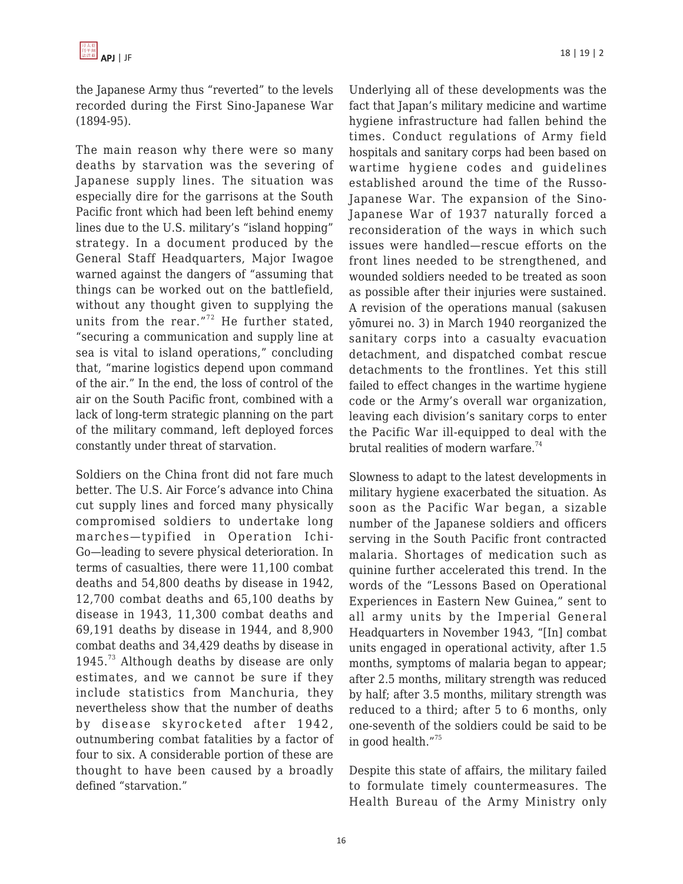the Japanese Army thus "reverted" to the levels recorded during the First Sino-Japanese War (1894-95).

The main reason why there were so many deaths by starvation was the severing of Japanese supply lines. The situation was especially dire for the garrisons at the South Pacific front which had been left behind enemy lines due to the U.S. military's "island hopping" strategy. In a document produced by the General Staff Headquarters, Major Iwagoe warned against the dangers of "assuming that things can be worked out on the battlefield, without any thought given to supplying the units from the rear."[72] He further stated, "securing a communication and supply line at sea is vital to island operations," concluding that, "marine logistics depend upon command of the air." In the end, the loss of control of the air on the South Pacific front, combined with a lack of long-term strategic planning on the part of the military command, left deployed forces constantly under threat of starvation.

Soldiers on the China front did not fare much better. The U.S. Air Force's advance into China cut supply lines and forced many physically compromised soldiers to undertake long marches—typified in Operation Ichi-Go—leading to severe physical deterioration. In terms of casualties, there were 11,100 combat deaths and 54,800 deaths by disease in 1942, 12,700 combat deaths and 65,100 deaths by disease in 1943, 11,300 combat deaths and 69,191 deaths by disease in 1944, and 8,900 combat deaths and 34,429 deaths by disease in 1945.[73] Although deaths by disease are only estimates, and we cannot be sure if they include statistics from Manchuria, they nevertheless show that the number of deaths by disease skyrocketed after 1942, outnumbering combat fatalities by a factor of four to six. A considerable portion of these are thought to have been caused by a broadly defined "starvation."

Underlying all of these developments was the fact that Japan's military medicine and wartime hygiene infrastructure had fallen behind the times. Conduct regulations of Army field hospitals and sanitary corps had been based on wartime hygiene codes and guidelines established around the time of the Russo-Japanese War. The expansion of the Sino-Japanese War of 1937 naturally forced a reconsideration of the ways in which such issues were handled—rescue efforts on the front lines needed to be strengthened, and wounded soldiers needed to be treated as soon as possible after their injuries were sustained. A revision of the operations manual (sakusen yōmurei no. 3) in March 1940 reorganized the sanitary corps into a casualty evacuation detachment, and dispatched combat rescue detachments to the frontlines. Yet this still failed to effect changes in the wartime hygiene code or the Army's overall war organization, leaving each division's sanitary corps to enter the Pacific War ill-equipped to deal with the brutal realities of modern warfare.[74]

Slowness to adapt to the latest developments in military hygiene exacerbated the situation. As soon as the Pacific War began, a sizable number of the Japanese soldiers and officers serving in the South Pacific front contracted malaria. Shortages of medication such as quinine further accelerated this trend. In the words of the "Lessons Based on Operational Experiences in Eastern New Guinea," sent to all army units by the Imperial General Headquarters in November 1943, "[In] combat units engaged in operational activity, after 1.5 months, symptoms of malaria began to appear; after 2.5 months, military strength was reduced by half; after 3.5 months, military strength was reduced to a third; after 5 to 6 months, only one-seventh of the soldiers could be said to be in good health."[75]

Despite this state of affairs, the military failed to formulate timely countermeasures. The Health Bureau of the Army Ministry only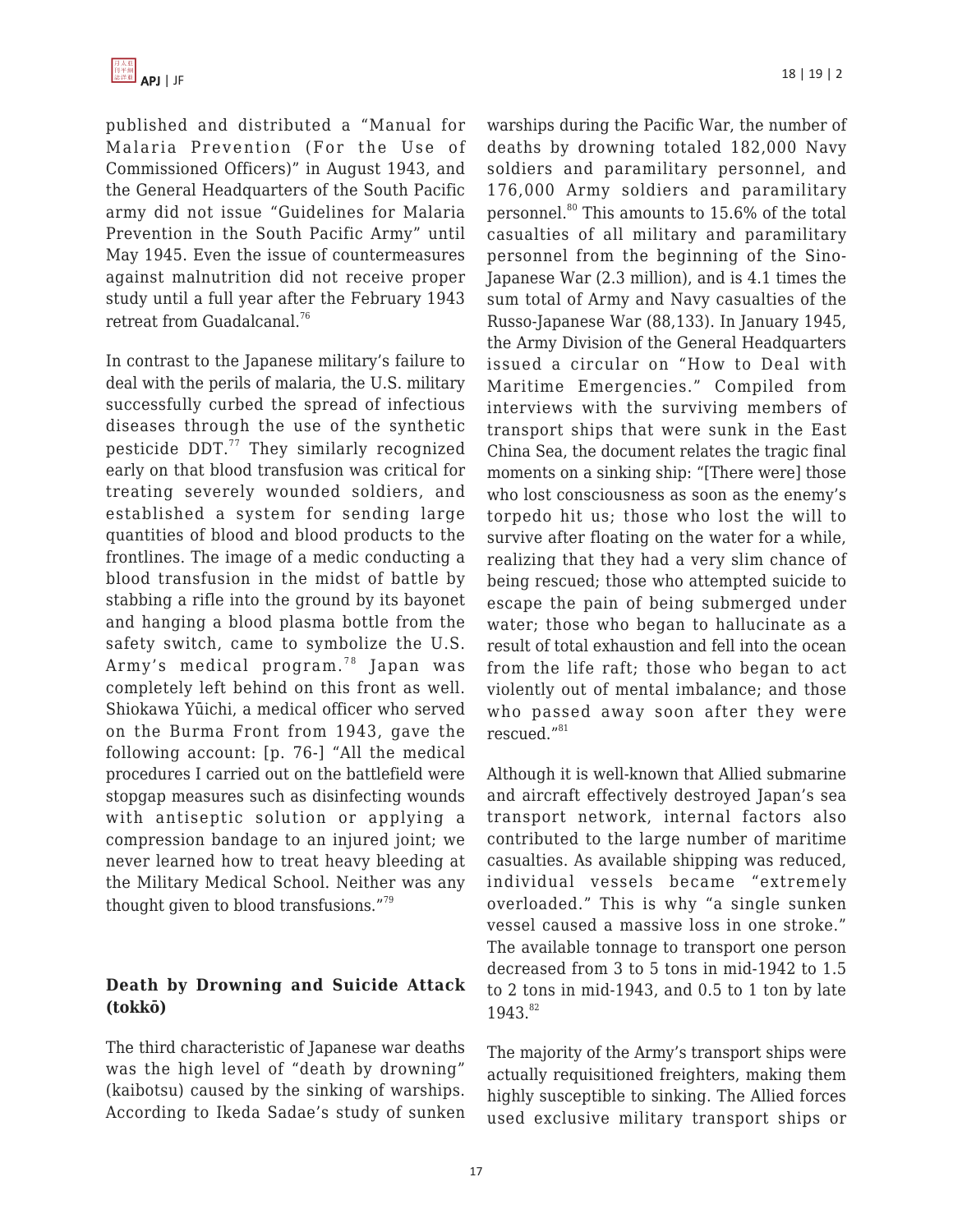published and distributed a "Manual for Malaria Prevention (For the Use of Commissioned Officers)" in August 1943, and the General Headquarters of the South Pacific army did not issue "Guidelines for Malaria Prevention in the South Pacific Army" until May 1945. Even the issue of countermeasures against malnutrition did not receive proper study until a full year after the February 1943 retreat from Guadalcanal.[76]

In contrast to the Japanese military's failure to deal with the perils of malaria, the U.S. military successfully curbed the spread of infectious diseases through the use of the synthetic pesticide DDT.[77] They similarly recognized early on that blood transfusion was critical for treating severely wounded soldiers, and established a system for sending large quantities of blood and blood products to the frontlines. The image of a medic conducting a blood transfusion in the midst of battle by stabbing a rifle into the ground by its bayonet and hanging a blood plasma bottle from the safety switch, came to symbolize the U.S. Army's medical program.[78] Japan was completely left behind on this front as well. Shiokawa Yūichi, a medical officer who served on the Burma Front from 1943, gave the following account: [p. 76-] "All the medical procedures I carried out on the battlefield were stopgap measures such as disinfecting wounds with antiseptic solution or applying a compression bandage to an injured joint; we never learned how to treat heavy bleeding at the Military Medical School. Neither was any thought given to blood transfusions."[79]

### Death by Drowning and Suicide Attack (tokkō)

The third characteristic of Japanese war deaths was the high level of "death by drowning" (kaibotsu) caused by the sinking of warships. According to Ikeda Sadae's study of sunken warships during the Pacific War, the number of deaths by drowning totaled 182,000 Navy soldiers and paramilitary personnel, and 176,000 Army soldiers and paramilitary personnel.[80] This amounts to 15.6% of the total casualties of all military and paramilitary personnel from the beginning of the Sino-Japanese War (2.3 million), and is 4.1 times the sum total of Army and Navy casualties of the Russo-Japanese War (88,133). In January 1945, the Army Division of the General Headquarters issued a circular on "How to Deal with Maritime Emergencies." Compiled from interviews with the surviving members of transport ships that were sunk in the East China Sea, the document relates the tragic final moments on a sinking ship: "[There were] those who lost consciousness as soon as the enemy's torpedo hit us; those who lost the will to survive after floating on the water for a while, realizing that they had a very slim chance of being rescued; those who attempted suicide to escape the pain of being submerged under water; those who began to hallucinate as a result of total exhaustion and fell into the ocean from the life raft; those who began to act violently out of mental imbalance; and those who passed away soon after they were rescued."[81]

Although it is well-known that Allied submarine and aircraft effectively destroyed Japan's sea transport network, internal factors also contributed to the large number of maritime casualties. As available shipping was reduced, individual vessels became "extremely overloaded." This is why "a single sunken vessel caused a massive loss in one stroke." The available tonnage to transport one person decreased from 3 to 5 tons in mid-1942 to 1.5 to 2 tons in mid-1943, and 0.5 to 1 ton by late 1943.[82]

The majority of the Army's transport ships were actually requisitioned freighters, making them highly susceptible to sinking. The Allied forces used exclusive military transport ships or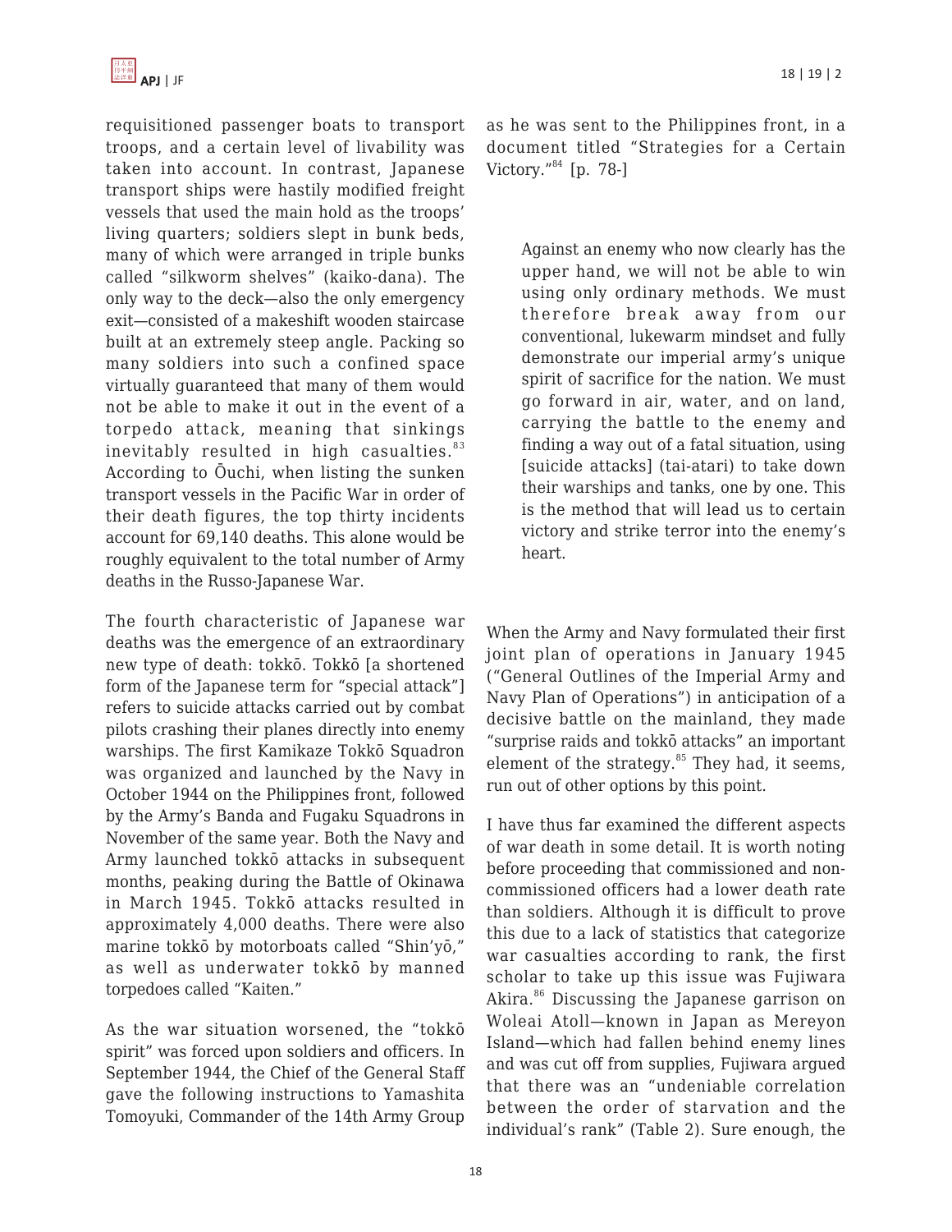requisitioned passenger boats to transport troops, and a certain level of livability was taken into account. In contrast, Japanese transport ships were hastily modified freight vessels that used the main hold as the troops' living quarters; soldiers slept in bunk beds, many of which were arranged in triple bunks called "silkworm shelves" (kaiko-dana). The only way to the deck—also the only emergency exit—consisted of a makeshift wooden staircase built at an extremely steep angle. Packing so many soldiers into such a confined space virtually guaranteed that many of them would not be able to make it out in the event of a torpedo attack, meaning that sinkings inevitably resulted in high casualties.[83] According to Ōuchi, when listing the sunken transport vessels in the Pacific War in order of their death figures, the top thirty incidents account for 69,140 deaths. This alone would be roughly equivalent to the total number of Army deaths in the Russo-Japanese War.

The fourth characteristic of Japanese war deaths was the emergence of an extraordinary new type of death: tokkō. Tokkō [a shortened form of the Japanese term for "special attack"] refers to suicide attacks carried out by combat pilots crashing their planes directly into enemy warships. The first Kamikaze Tokkō Squadron was organized and launched by the Navy in October 1944 on the Philippines front, followed by the Army's Banda and Fugaku Squadrons in November of the same year. Both the Navy and Army launched tokkō attacks in subsequent months, peaking during the Battle of Okinawa in March 1945. Tokkō attacks resulted in approximately 4,000 deaths. There were also marine tokkō by motorboats called "Shin'yō," as well as underwater tokkō by manned torpedoes called "Kaiten."

As the war situation worsened, the "tokkō spirit" was forced upon soldiers and officers. In September 1944, the Chief of the General Staff gave the following instructions to Yamashita Tomoyuki, Commander of the 14th Army Group as he was sent to the Philippines front, in a document titled "Strategies for a Certain Victory."[84] [p. 78-]

> Against an enemy who now clearly has the upper hand, we will not be able to win using only ordinary methods. We must therefore break away from our conventional, lukewarm mindset and fully demonstrate our imperial army's unique spirit of sacrifice for the nation. We must go forward in air, water, and on land, carrying the battle to the enemy and finding a way out of a fatal situation, using [suicide attacks] (tai-atari) to take down their warships and tanks, one by one. This is the method that will lead us to certain victory and strike terror into the enemy's heart.

When the Army and Navy formulated their first joint plan of operations in January 1945 ("General Outlines of the Imperial Army and Navy Plan of Operations") in anticipation of a decisive battle on the mainland, they made "surprise raids and tokkō attacks" an important element of the strategy.[85] They had, it seems, run out of other options by this point.

I have thus far examined the different aspects of war death in some detail. It is worth noting before proceeding that commissioned and non-commissioned officers had a lower death rate than soldiers. Although it is difficult to prove this due to a lack of statistics that categorize war casualties according to rank, the first scholar to take up this issue was Fujiwara Akira.[86] Discussing the Japanese garrison on Woleai Atoll—known in Japan as Mereyon Island—which had fallen behind enemy lines and was cut off from supplies, Fujiwara argued that there was an "undeniable correlation between the order of starvation and the individual's rank" (Table 2). Sure enough, the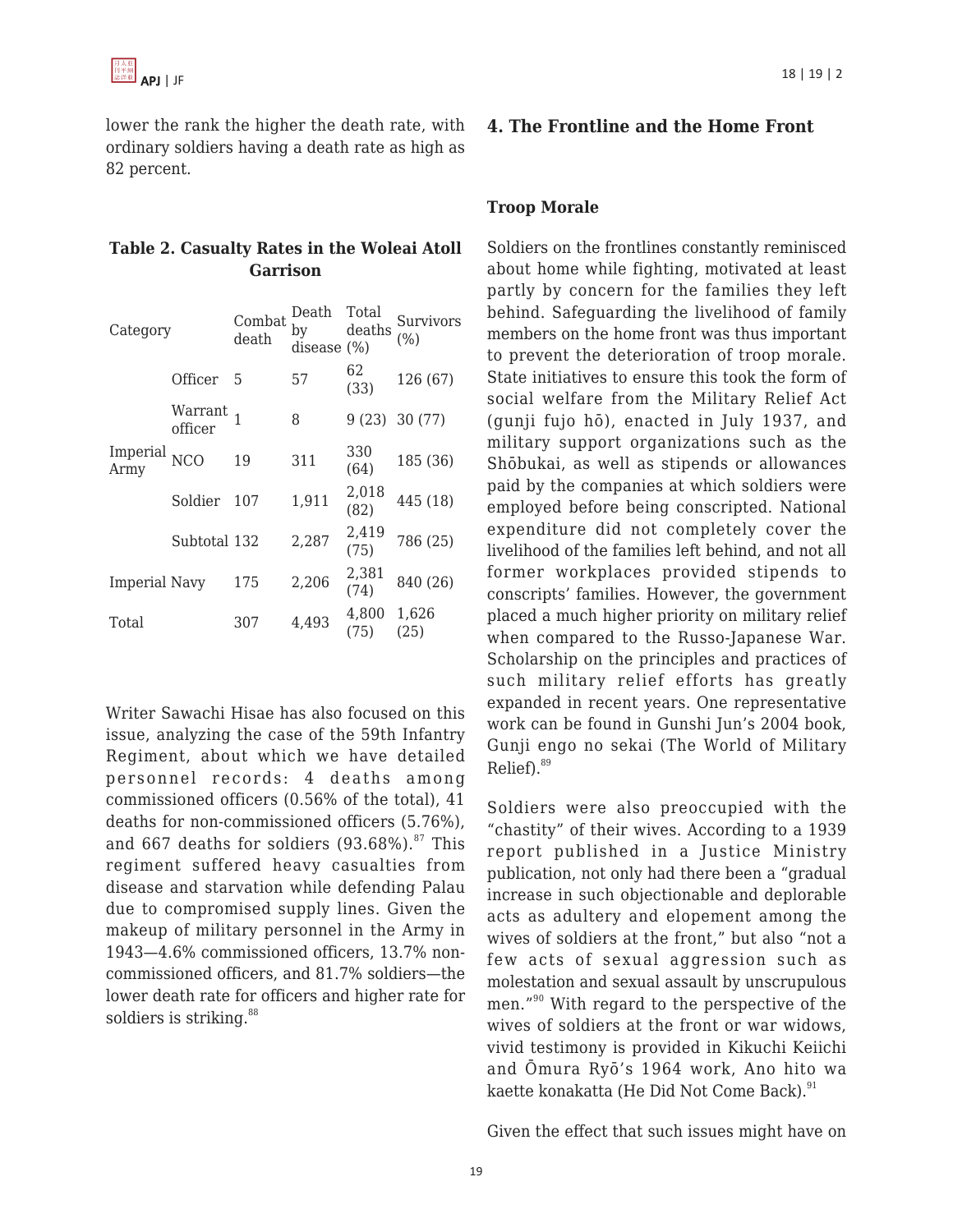lower the rank the higher the death rate, with ordinary soldiers having a death rate as high as 82 percent.

**Table 2. Casualty Rates in the Woleai Atoll Garrison**

| Category | | Combat death | Death by disease | Total deaths (%) | Survivors (%) |
|---|---|---|---|---|---|
| Imperial Army | Officer | 5 | 57 | 62 (33) | 126 (67) |
| | Warrant officer | 1 | 8 | 9 (23) | 30 (77) |
| | NCO | 19 | 311 | 330 (64) | 185 (36) |
| | Soldier | 107 | 1,911 | 2,018 (82) | 445 (18) |
| | Subtotal | 132 | 2,287 | 2,419 (75) | 786 (25) |
| Imperial Navy | | 175 | 2,206 | 2,381 (74) | 840 (26) |
| Total | | 307 | 4,493 | 4,800 (75) | 1,626 (25) |

Writer Sawachi Hisae has also focused on this issue, analyzing the case of the 59th Infantry Regiment, about which we have detailed personnel records: 4 deaths among commissioned officers (0.56% of the total), 41 deaths for non-commissioned officers (5.76%), and 667 deaths for soldiers (93.68%).[87] This regiment suffered heavy casualties from disease and starvation while defending Palau due to compromised supply lines. Given the makeup of military personnel in the Army in 1943—4.6% commissioned officers, 13.7% non-commissioned officers, and 81.7% soldiers—the lower death rate for officers and higher rate for soldiers is striking.[88]

## 4. The Frontline and the Home Front

### Troop Morale

Soldiers on the frontlines constantly reminisced about home while fighting, motivated at least partly by concern for the families they left behind. Safeguarding the livelihood of family members on the home front was thus important to prevent the deterioration of troop morale. State initiatives to ensure this took the form of social welfare from the Military Relief Act (gunji fujo hō), enacted in July 1937, and military support organizations such as the Shōbukai, as well as stipends or allowances paid by the companies at which soldiers were employed before being conscripted. National expenditure did not completely cover the livelihood of the families left behind, and not all former workplaces provided stipends to conscripts' families. However, the government placed a much higher priority on military relief when compared to the Russo-Japanese War. Scholarship on the principles and practices of such military relief efforts has greatly expanded in recent years. One representative work can be found in Gunshi Jun's 2004 book, Gunji engo no sekai (The World of Military Relief).[89]

Soldiers were also preoccupied with the "chastity" of their wives. According to a 1939 report published in a Justice Ministry publication, not only had there been a "gradual increase in such objectionable and deplorable acts as adultery and elopement among the wives of soldiers at the front," but also "not a few acts of sexual aggression such as molestation and sexual assault by unscrupulous men."[90] With regard to the perspective of the wives of soldiers at the front or war widows, vivid testimony is provided in Kikuchi Keiichi and Ōmura Ryō's 1964 work, Ano hito wa kaette konakatta (He Did Not Come Back).[91]

Given the effect that such issues might have on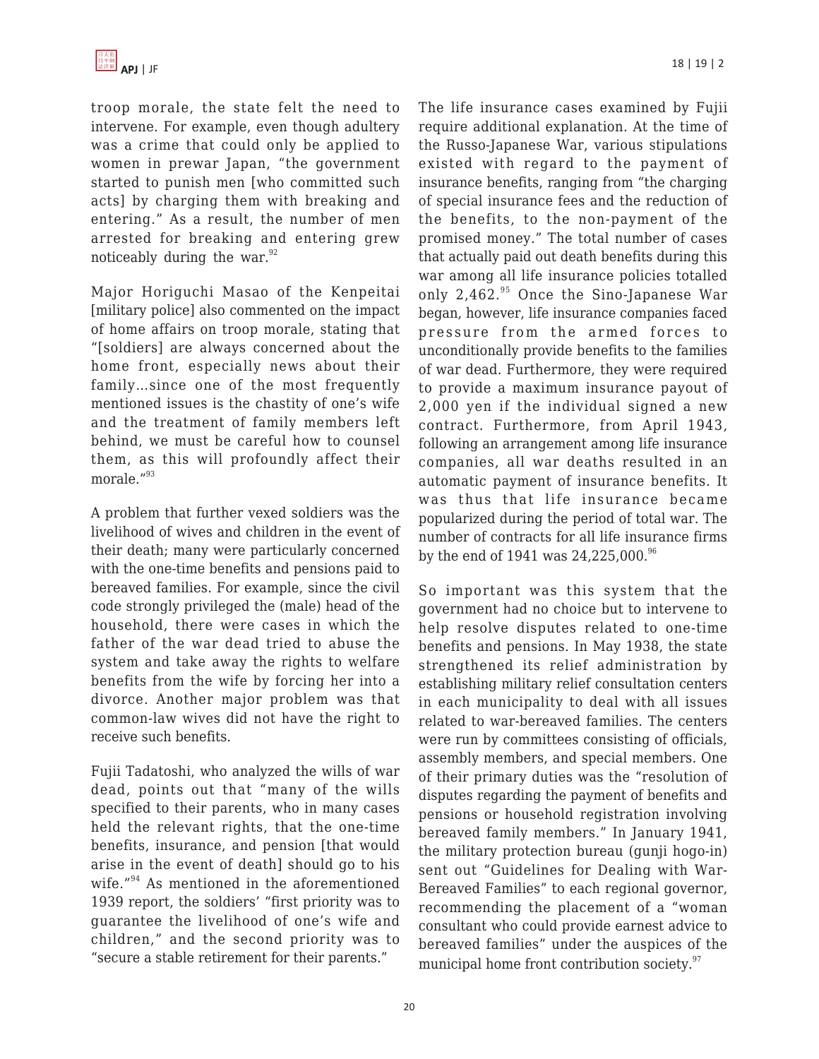troop morale, the state felt the need to intervene. For example, even though adultery was a crime that could only be applied to women in prewar Japan, "the government started to punish men [who committed such acts] by charging them with breaking and entering." As a result, the number of men arrested for breaking and entering grew noticeably during the war.[92]

Major Horiguchi Masao of the Kenpeitai [military police] also commented on the impact of home affairs on troop morale, stating that "[soldiers] are always concerned about the home front, especially news about their family...since one of the most frequently mentioned issues is the chastity of one's wife and the treatment of family members left behind, we must be careful how to counsel them, as this will profoundly affect their morale."[93]

A problem that further vexed soldiers was the livelihood of wives and children in the event of their death; many were particularly concerned with the one-time benefits and pensions paid to bereaved families. For example, since the civil code strongly privileged the (male) head of the household, there were cases in which the father of the war dead tried to abuse the system and take away the rights to welfare benefits from the wife by forcing her into a divorce. Another major problem was that common-law wives did not have the right to receive such benefits.

Fujii Tadatoshi, who analyzed the wills of war dead, points out that "many of the wills specified to their parents, who in many cases held the relevant rights, that the one-time benefits, insurance, and pension [that would arise in the event of death] should go to his wife."[94] As mentioned in the aforementioned 1939 report, the soldiers' "first priority was to guarantee the livelihood of one's wife and children," and the second priority was to "secure a stable retirement for their parents."

The life insurance cases examined by Fujii require additional explanation. At the time of the Russo-Japanese War, various stipulations existed with regard to the payment of insurance benefits, ranging from "the charging of special insurance fees and the reduction of the benefits, to the non-payment of the promised money." The total number of cases that actually paid out death benefits during this war among all life insurance policies totalled only 2,462.[95] Once the Sino-Japanese War began, however, life insurance companies faced pressure from the armed forces to unconditionally provide benefits to the families of war dead. Furthermore, they were required to provide a maximum insurance payout of 2,000 yen if the individual signed a new contract. Furthermore, from April 1943, following an arrangement among life insurance companies, all war deaths resulted in an automatic payment of insurance benefits. It was thus that life insurance became popularized during the period of total war. The number of contracts for all life insurance firms by the end of 1941 was 24,225,000.[96]

So important was this system that the government had no choice but to intervene to help resolve disputes related to one-time benefits and pensions. In May 1938, the state strengthened its relief administration by establishing military relief consultation centers in each municipality to deal with all issues related to war-bereaved families. The centers were run by committees consisting of officials, assembly members, and special members. One of their primary duties was the "resolution of disputes regarding the payment of benefits and pensions or household registration involving bereaved family members." In January 1941, the military protection bureau (gunji hogo-in) sent out "Guidelines for Dealing with War-Bereaved Families" to each regional governor, recommending the placement of a "woman consultant who could provide earnest advice to bereaved families" under the auspices of the municipal home front contribution society.[97]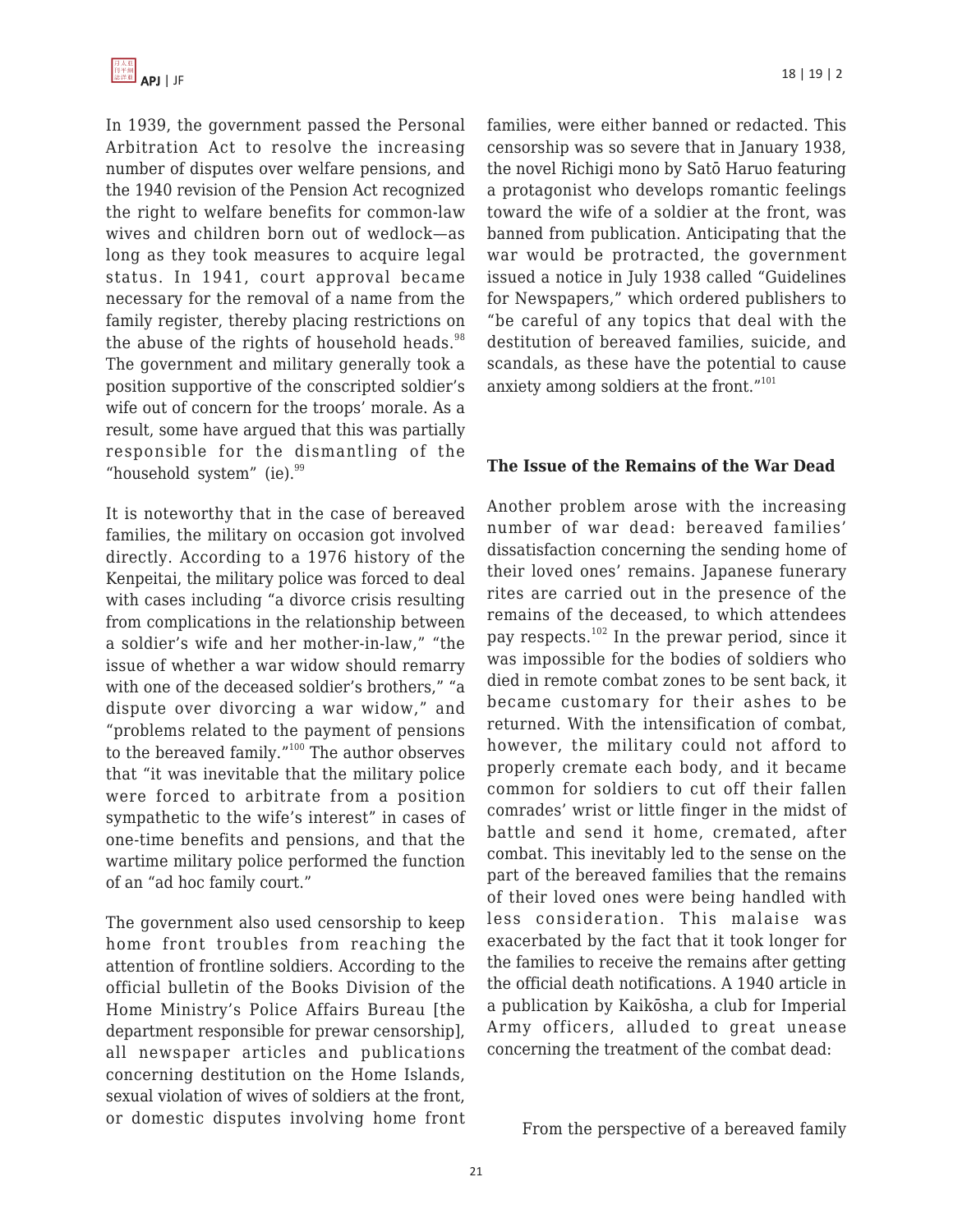In 1939, the government passed the Personal Arbitration Act to resolve the increasing number of disputes over welfare pensions, and the 1940 revision of the Pension Act recognized the right to welfare benefits for common-law wives and children born out of wedlock—as long as they took measures to acquire legal status. In 1941, court approval became necessary for the removal of a name from the family register, thereby placing restrictions on the abuse of the rights of household heads.[98] The government and military generally took a position supportive of the conscripted soldier's wife out of concern for the troops' morale. As a result, some have argued that this was partially responsible for the dismantling of the "household system" (ie).[99]

It is noteworthy that in the case of bereaved families, the military on occasion got involved directly. According to a 1976 history of the Kenpeitai, the military police was forced to deal with cases including "a divorce crisis resulting from complications in the relationship between a soldier's wife and her mother-in-law," "the issue of whether a war widow should remarry with one of the deceased soldier's brothers," "a dispute over divorcing a war widow," and "problems related to the payment of pensions to the bereaved family."[100] The author observes that "it was inevitable that the military police were forced to arbitrate from a position sympathetic to the wife's interest" in cases of one-time benefits and pensions, and that the wartime military police performed the function of an "ad hoc family court."

The government also used censorship to keep home front troubles from reaching the attention of frontline soldiers. According to the official bulletin of the Books Division of the Home Ministry's Police Affairs Bureau [the department responsible for prewar censorship], all newspaper articles and publications concerning destitution on the Home Islands, sexual violation of wives of soldiers at the front, or domestic disputes involving home front families, were either banned or redacted. This censorship was so severe that in January 1938, the novel Richigi mono by Satō Haruo featuring a protagonist who develops romantic feelings toward the wife of a soldier at the front, was banned from publication. Anticipating that the war would be protracted, the government issued a notice in July 1938 called "Guidelines for Newspapers," which ordered publishers to "be careful of any topics that deal with the destitution of bereaved families, suicide, and scandals, as these have the potential to cause anxiety among soldiers at the front."[101]

**The Issue of the Remains of the War Dead**

Another problem arose with the increasing number of war dead: bereaved families' dissatisfaction concerning the sending home of their loved ones' remains. Japanese funerary rites are carried out in the presence of the remains of the deceased, to which attendees pay respects.[102] In the prewar period, since it was impossible for the bodies of soldiers who died in remote combat zones to be sent back, it became customary for their ashes to be returned. With the intensification of combat, however, the military could not afford to properly cremate each body, and it became common for soldiers to cut off their fallen comrades' wrist or little finger in the midst of battle and send it home, cremated, after combat. This inevitably led to the sense on the part of the bereaved families that the remains of their loved ones were being handled with less consideration. This malaise was exacerbated by the fact that it took longer for the families to receive the remains after getting the official death notifications. A 1940 article in a publication by Kaikōsha, a club for Imperial Army officers, alluded to great unease concerning the treatment of the combat dead:

> From the perspective of a bereaved family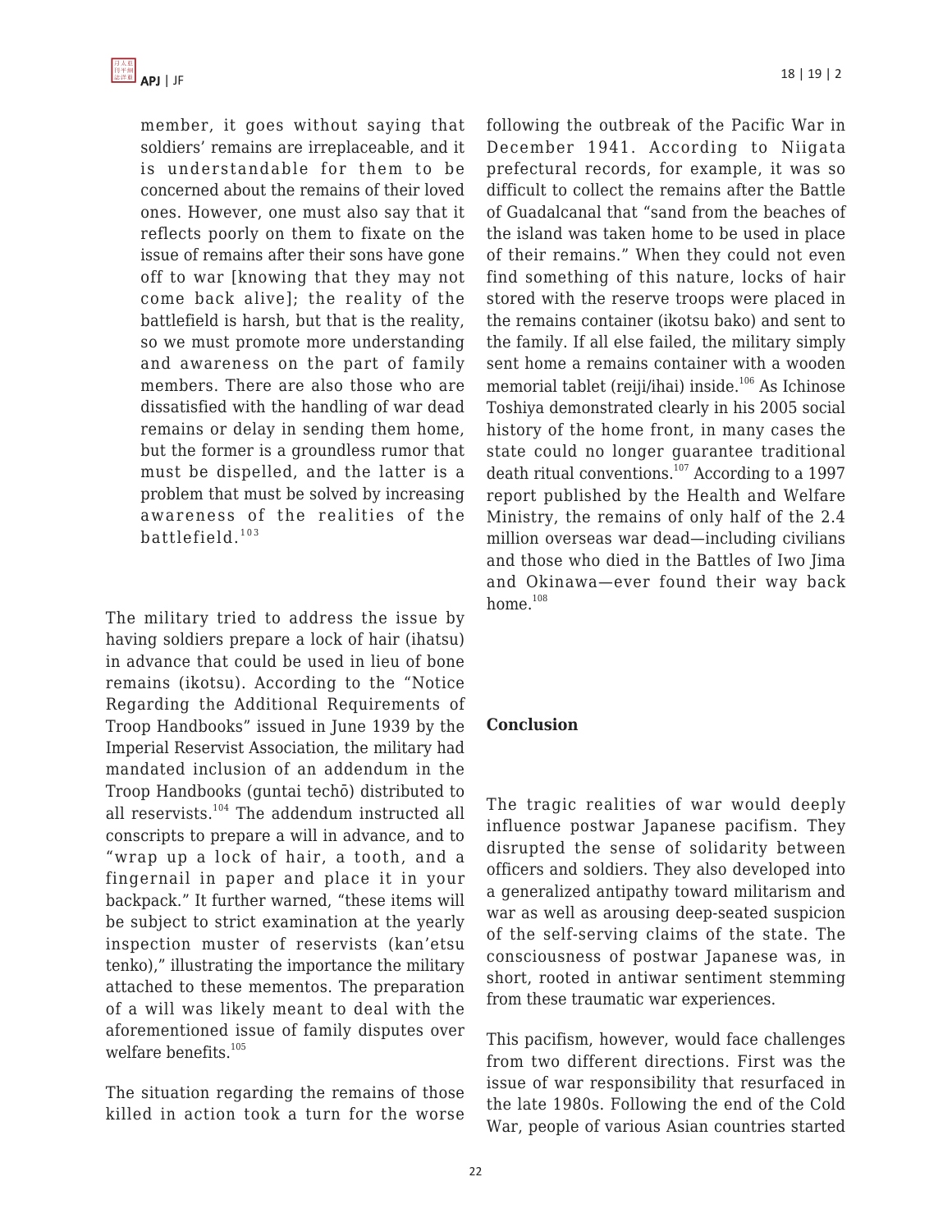member, it goes without saying that soldiers' remains are irreplaceable, and it is understandable for them to be concerned about the remains of their loved ones. However, one must also say that it reflects poorly on them to fixate on the issue of remains after their sons have gone off to war [knowing that they may not come back alive]; the reality of the battlefield is harsh, but that is the reality, so we must promote more understanding and awareness on the part of family members. There are also those who are dissatisfied with the handling of war dead remains or delay in sending them home, but the former is a groundless rumor that must be dispelled, and the latter is a problem that must be solved by increasing awareness of the realities of the battlefield.[103]

The military tried to address the issue by having soldiers prepare a lock of hair (ihatsu) in advance that could be used in lieu of bone remains (ikotsu). According to the "Notice Regarding the Additional Requirements of Troop Handbooks" issued in June 1939 by the Imperial Reservist Association, the military had mandated inclusion of an addendum in the Troop Handbooks (guntai techō) distributed to all reservists.[104] The addendum instructed all conscripts to prepare a will in advance, and to "wrap up a lock of hair, a tooth, and a fingernail in paper and place it in your backpack." It further warned, "these items will be subject to strict examination at the yearly inspection muster of reservists (kan'etsu tenko)," illustrating the importance the military attached to these mementos. The preparation of a will was likely meant to deal with the aforementioned issue of family disputes over welfare benefits.[105]

The situation regarding the remains of those killed in action took a turn for the worse following the outbreak of the Pacific War in December 1941. According to Niigata prefectural records, for example, it was so difficult to collect the remains after the Battle of Guadalcanal that "sand from the beaches of the island was taken home to be used in place of their remains." When they could not even find something of this nature, locks of hair stored with the reserve troops were placed in the remains container (ikotsu bako) and sent to the family. If all else failed, the military simply sent home a remains container with a wooden memorial tablet (reiji/ihai) inside.[106] As Ichinose Toshiya demonstrated clearly in his 2005 social history of the home front, in many cases the state could no longer guarantee traditional death ritual conventions.[107] According to a 1997 report published by the Health and Welfare Ministry, the remains of only half of the 2.4 million overseas war dead—including civilians and those who died in the Battles of Iwo Jima and Okinawa—ever found their way back home.[108]

## Conclusion

The tragic realities of war would deeply influence postwar Japanese pacifism. They disrupted the sense of solidarity between officers and soldiers. They also developed into a generalized antipathy toward militarism and war as well as arousing deep-seated suspicion of the self-serving claims of the state. The consciousness of postwar Japanese was, in short, rooted in antiwar sentiment stemming from these traumatic war experiences.

This pacifism, however, would face challenges from two different directions. First was the issue of war responsibility that resurfaced in the late 1980s. Following the end of the Cold War, people of various Asian countries started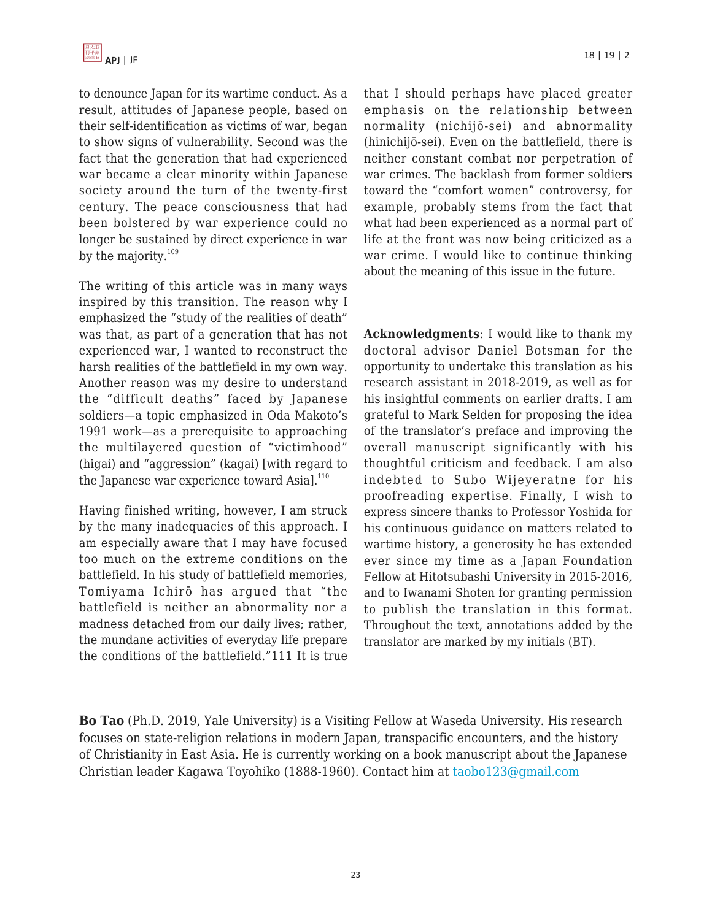to denounce Japan for its wartime conduct. As a result, attitudes of Japanese people, based on their self-identification as victims of war, began to show signs of vulnerability. Second was the fact that the generation that had experienced war became a clear minority within Japanese society around the turn of the twenty-first century. The peace consciousness that had been bolstered by war experience could no longer be sustained by direct experience in war by the majority.[109]

The writing of this article was in many ways inspired by this transition. The reason why I emphasized the "study of the realities of death" was that, as part of a generation that has not experienced war, I wanted to reconstruct the harsh realities of the battlefield in my own way. Another reason was my desire to understand the "difficult deaths" faced by Japanese soldiers—a topic emphasized in Oda Makoto's 1991 work—as a prerequisite to approaching the multilayered question of "victimhood" (higai) and "aggression" (kagai) [with regard to the Japanese war experience toward Asia].[110]

Having finished writing, however, I am struck by the many inadequacies of this approach. I am especially aware that I may have focused too much on the extreme conditions on the battlefield. In his study of battlefield memories, Tomiyama Ichirō has argued that "the battlefield is neither an abnormality nor a madness detached from our daily lives; rather, the mundane activities of everyday life prepare the conditions of the battlefield."111 It is true that I should perhaps have placed greater emphasis on the relationship between normality (nichijō-sei) and abnormality (hinichijō-sei). Even on the battlefield, there is neither constant combat nor perpetration of war crimes. The backlash from former soldiers toward the "comfort women" controversy, for example, probably stems from the fact that what had been experienced as a normal part of life at the front was now being criticized as a war crime. I would like to continue thinking about the meaning of this issue in the future.

**Acknowledgments**: I would like to thank my doctoral advisor Daniel Botsman for the opportunity to undertake this translation as his research assistant in 2018-2019, as well as for his insightful comments on earlier drafts. I am grateful to Mark Selden for proposing the idea of the translator's preface and improving the overall manuscript significantly with his thoughtful criticism and feedback. I am also indebted to Subo Wijeyeratne for his proofreading expertise. Finally, I wish to express sincere thanks to Professor Yoshida for his continuous guidance on matters related to wartime history, a generosity he has extended ever since my time as a Japan Foundation Fellow at Hitotsubashi University in 2015-2016, and to Iwanami Shoten for granting permission to publish the translation in this format. Throughout the text, annotations added by the translator are marked by my initials (BT).

**Bo Tao** (Ph.D. 2019, Yale University) is a Visiting Fellow at Waseda University. His research focuses on state-religion relations in modern Japan, transpacific encounters, and the history of Christianity in East Asia. He is currently working on a book manuscript about the Japanese Christian leader Kagawa Toyohiko (1888-1960). Contact him at taobo123@gmail.com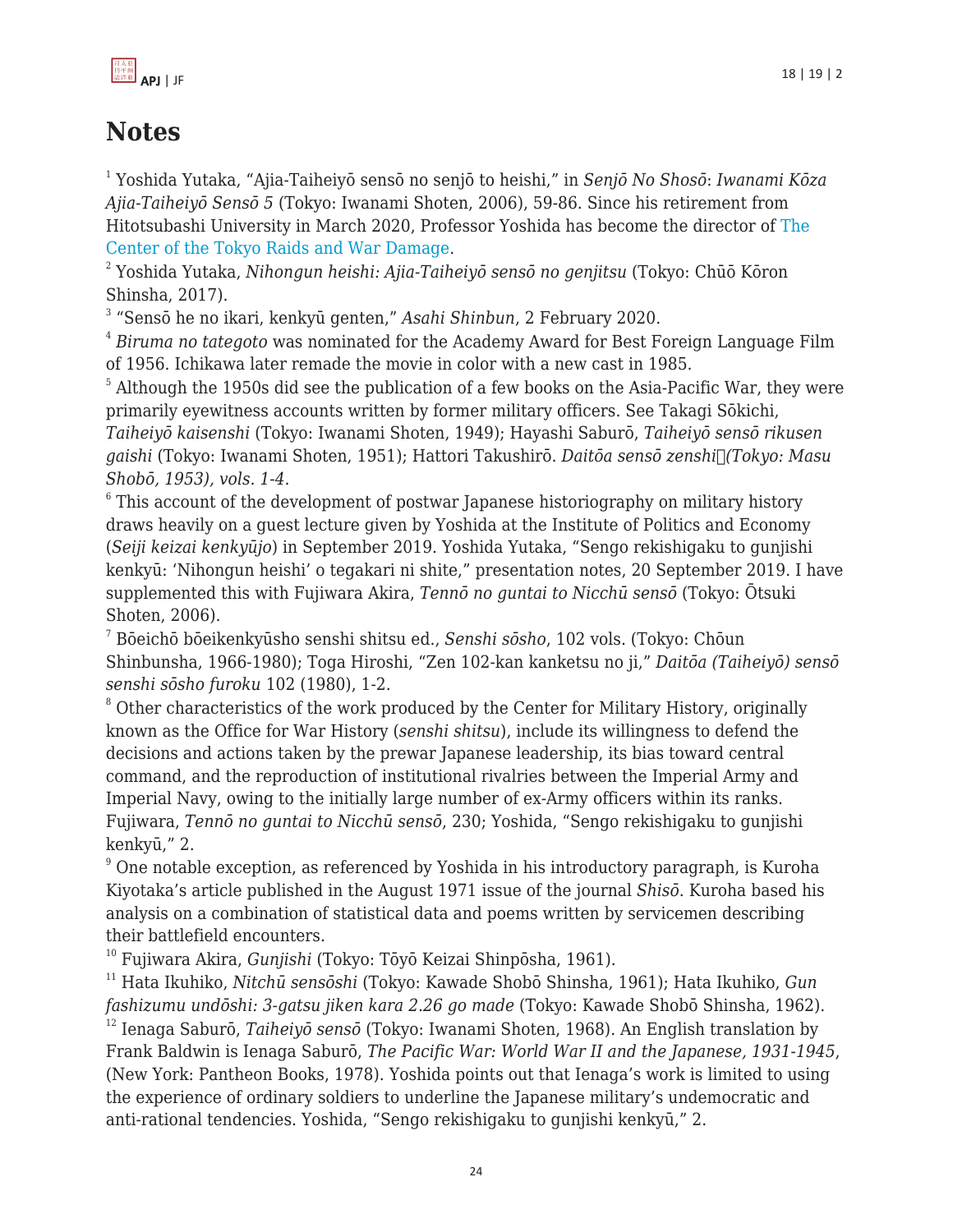# Notes

[1] Yoshida Yutaka, "Ajia-Taiheiyō sensō no senjō to heishi," in *Senjō No Shosō*: *Iwanami Kōza Ajia-Taiheiyō Sensō 5* (Tokyo: Iwanami Shoten, 2006), 59-86. Since his retirement from Hitotsubashi University in March 2020, Professor Yoshida has become the director of The Center of the Tokyo Raids and War Damage.

[2] Yoshida Yutaka, *Nihongun heishi: Ajia-Taiheiyō sensō no genjitsu* (Tokyo: Chūō Kōron Shinsha, 2017).

[3] "Sensō he no ikari, kenkyū genten," *Asahi Shinbun*, 2 February 2020.

[4] *Biruma no tategoto* was nominated for the Academy Award for Best Foreign Language Film of 1956. Ichikawa later remade the movie in color with a new cast in 1985.

[5] Although the 1950s did see the publication of a few books on the Asia-Pacific War, they were primarily eyewitness accounts written by former military officers. See Takagi Sōkichi, *Taiheiyō kaisenshi* (Tokyo: Iwanami Shoten, 1949); Hayashi Saburō, *Taiheiyō sensō rikusen gaishi* (Tokyo: Iwanami Shoten, 1951); Hattori Takushirō. *Daitōa sensō zenshi (Tokyo: Masu Shobō, 1953), vols. 1-4.*

[6] This account of the development of postwar Japanese historiography on military history draws heavily on a guest lecture given by Yoshida at the Institute of Politics and Economy (*Seiji keizai kenkyūjo*) in September 2019. Yoshida Yutaka, "Sengo rekishigaku to gunjishi kenkyū: 'Nihongun heishi' o tegakari ni shite," presentation notes, 20 September 2019. I have supplemented this with Fujiwara Akira, *Tennō no guntai to Nicchū sensō* (Tokyo: Ōtsuki Shoten, 2006).

[7] Bōeichō bōeikenkyūsho senshi shitsu ed., *Senshi sōsho*, 102 vols. (Tokyo: Chōun Shinbunsha, 1966-1980); Toga Hiroshi, "Zen 102-kan kanketsu no ji," *Daitōa (Taiheiyō) sensō senshi sōsho furoku* 102 (1980), 1-2.

[8] Other characteristics of the work produced by the Center for Military History, originally known as the Office for War History (*senshi shitsu*), include its willingness to defend the decisions and actions taken by the prewar Japanese leadership, its bias toward central command, and the reproduction of institutional rivalries between the Imperial Army and Imperial Navy, owing to the initially large number of ex-Army officers within its ranks. Fujiwara, *Tennō no guntai to Nicchū sensō*, 230; Yoshida, "Sengo rekishigaku to gunjishi kenkyū," 2.

[9] One notable exception, as referenced by Yoshida in his introductory paragraph, is Kuroha Kiyotaka's article published in the August 1971 issue of the journal *Shisō*. Kuroha based his analysis on a combination of statistical data and poems written by servicemen describing their battlefield encounters.

[10] Fujiwara Akira, *Gunjishi* (Tokyo: Tōyō Keizai Shinpōsha, 1961).

[11] Hata Ikuhiko, *Nitchū sensōshi* (Tokyo: Kawade Shobō Shinsha, 1961); Hata Ikuhiko, *Gun fashizumu undōshi: 3-gatsu jiken kara 2.26 go made* (Tokyo: Kawade Shobō Shinsha, 1962).

[12] Ienaga Saburō, *Taiheiyō sensō* (Tokyo: Iwanami Shoten, 1968). An English translation by Frank Baldwin is Ienaga Saburō, *The Pacific War: World War II and the Japanese, 1931-1945*, (New York: Pantheon Books, 1978). Yoshida points out that Ienaga's work is limited to using the experience of ordinary soldiers to underline the Japanese military's undemocratic and anti-rational tendencies. Yoshida, "Sengo rekishigaku to gunjishi kenkyū," 2.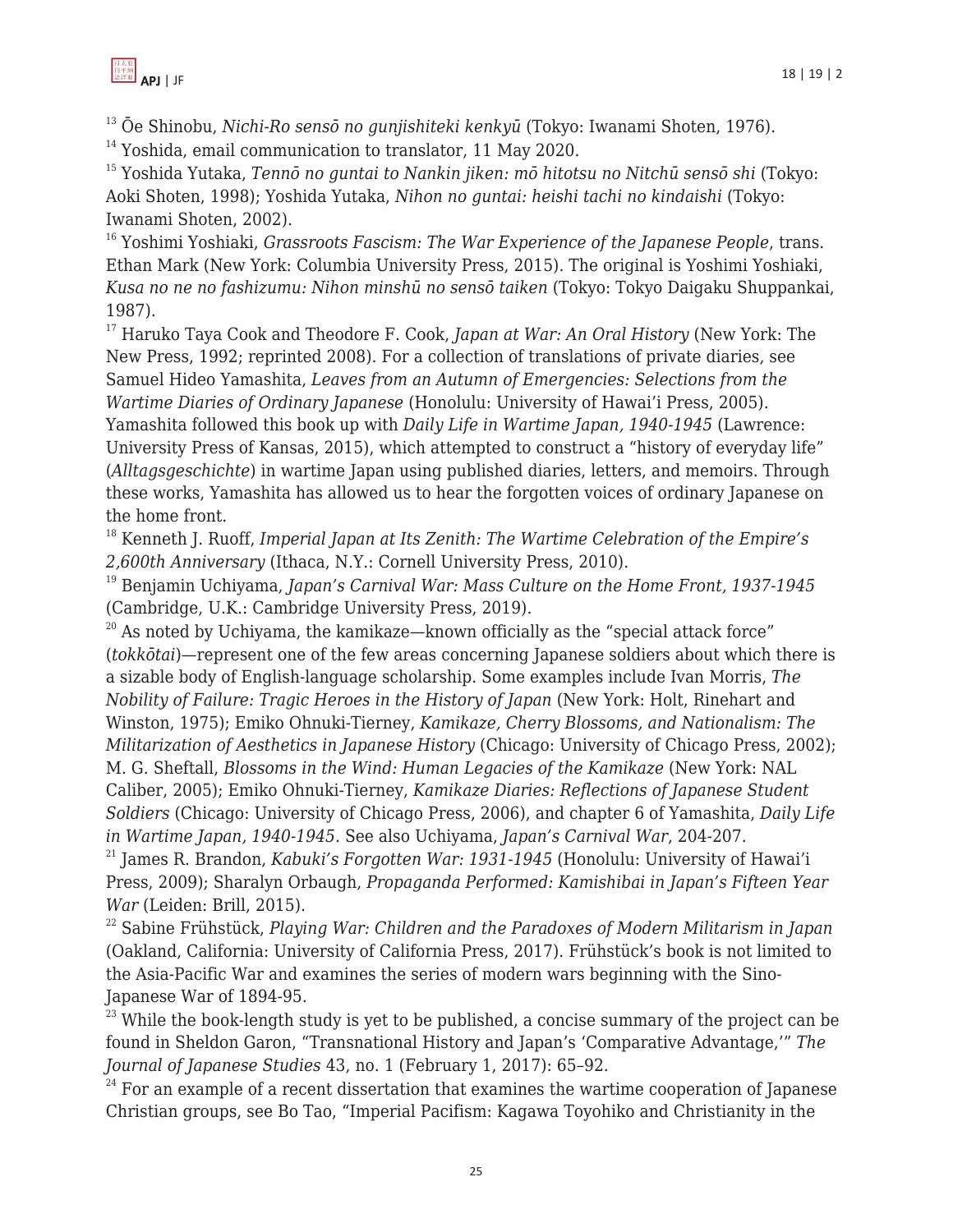[13] Ōe Shinobu, *Nichi-Ro sensō no gunjishiteki kenkyū* (Tokyo: Iwanami Shoten, 1976).

[14] Yoshida, email communication to translator, 11 May 2020.

[15] Yoshida Yutaka, *Tennō no guntai to Nankin jiken: mō hitotsu no Nitchū sensō shi* (Tokyo: Aoki Shoten, 1998); Yoshida Yutaka, *Nihon no guntai: heishi tachi no kindaishi* (Tokyo: Iwanami Shoten, 2002).

[16] Yoshimi Yoshiaki, *Grassroots Fascism: The War Experience of the Japanese People*, trans. Ethan Mark (New York: Columbia University Press, 2015). The original is Yoshimi Yoshiaki, *Kusa no ne no fashizumu: Nihon minshū no sensō taiken* (Tokyo: Tokyo Daigaku Shuppankai, 1987).

[17] Haruko Taya Cook and Theodore F. Cook, *Japan at War: An Oral History* (New York: The New Press, 1992; reprinted 2008). For a collection of translations of private diaries, see Samuel Hideo Yamashita, *Leaves from an Autumn of Emergencies: Selections from the Wartime Diaries of Ordinary Japanese* (Honolulu: University of Hawai'i Press, 2005). Yamashita followed this book up with *Daily Life in Wartime Japan, 1940-1945* (Lawrence: University Press of Kansas, 2015), which attempted to construct a "history of everyday life" (*Alltagsgeschichte*) in wartime Japan using published diaries, letters, and memoirs. Through these works, Yamashita has allowed us to hear the forgotten voices of ordinary Japanese on the home front.

[18] Kenneth J. Ruoff, *Imperial Japan at Its Zenith: The Wartime Celebration of the Empire's 2,600th Anniversary* (Ithaca, N.Y.: Cornell University Press, 2010).

[19] Benjamin Uchiyama, *Japan's Carnival War: Mass Culture on the Home Front, 1937-1945* (Cambridge, U.K.: Cambridge University Press, 2019).

[20] As noted by Uchiyama, the kamikaze—known officially as the "special attack force" (*tokkōtai*)—represent one of the few areas concerning Japanese soldiers about which there is a sizable body of English-language scholarship. Some examples include Ivan Morris, *The Nobility of Failure: Tragic Heroes in the History of Japan* (New York: Holt, Rinehart and Winston, 1975); Emiko Ohnuki-Tierney, *Kamikaze, Cherry Blossoms, and Nationalism: The Militarization of Aesthetics in Japanese History* (Chicago: University of Chicago Press, 2002); M. G. Sheftall, *Blossoms in the Wind: Human Legacies of the Kamikaze* (New York: NAL Caliber, 2005); Emiko Ohnuki-Tierney, *Kamikaze Diaries: Reflections of Japanese Student Soldiers* (Chicago: University of Chicago Press, 2006), and chapter 6 of Yamashita, *Daily Life in Wartime Japan, 1940-1945*. See also Uchiyama, *Japan's Carnival War*, 204-207.

[21] James R. Brandon, *Kabuki's Forgotten War: 1931-1945* (Honolulu: University of Hawai'i Press, 2009); Sharalyn Orbaugh, *Propaganda Performed: Kamishibai in Japan's Fifteen Year War* (Leiden: Brill, 2015).

[22] Sabine Frühstück, *Playing War: Children and the Paradoxes of Modern Militarism in Japan* (Oakland, California: University of California Press, 2017). Frühstück's book is not limited to the Asia-Pacific War and examines the series of modern wars beginning with the Sino-Japanese War of 1894-95.

[23] While the book-length study is yet to be published, a concise summary of the project can be found in Sheldon Garon, "Transnational History and Japan's 'Comparative Advantage,'" *The Journal of Japanese Studies* 43, no. 1 (February 1, 2017): 65–92.

[24] For an example of a recent dissertation that examines the wartime cooperation of Japanese Christian groups, see Bo Tao, "Imperial Pacifism: Kagawa Toyohiko and Christianity in the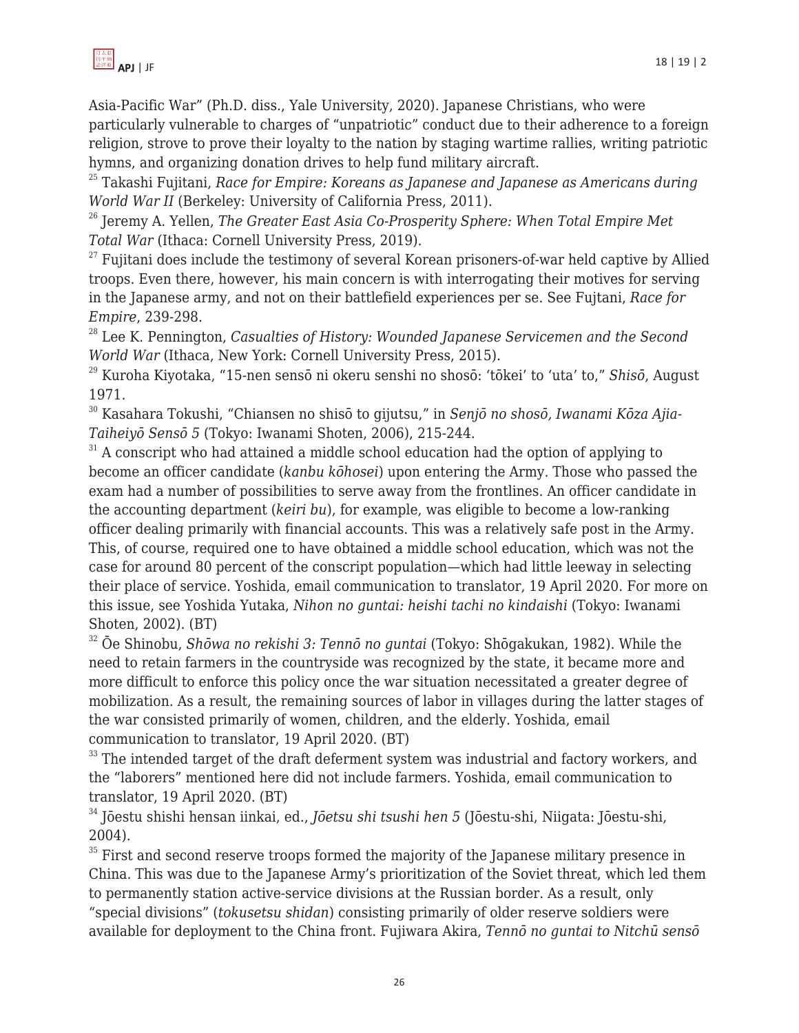Asia-Pacific War" (Ph.D. diss., Yale University, 2020). Japanese Christians, who were particularly vulnerable to charges of "unpatriotic" conduct due to their adherence to a foreign religion, strove to prove their loyalty to the nation by staging wartime rallies, writing patriotic hymns, and organizing donation drives to help fund military aircraft.

[25] Takashi Fujitani, *Race for Empire: Koreans as Japanese and Japanese as Americans during World War II* (Berkeley: University of California Press, 2011).

[26] Jeremy A. Yellen, *The Greater East Asia Co-Prosperity Sphere: When Total Empire Met Total War* (Ithaca: Cornell University Press, 2019).

[27] Fujitani does include the testimony of several Korean prisoners-of-war held captive by Allied troops. Even there, however, his main concern is with interrogating their motives for serving in the Japanese army, and not on their battlefield experiences per se. See Fujtani, *Race for Empire*, 239-298.

[28] Lee K. Pennington, *Casualties of History: Wounded Japanese Servicemen and the Second World War* (Ithaca, New York: Cornell University Press, 2015).

[29] Kuroha Kiyotaka, "15-nen sensō ni okeru senshi no shosō: 'tōkei' to 'uta' to," *Shisō*, August 1971.

[30] Kasahara Tokushi, "Chiansen no shisō to gijutsu," in *Senjō no shosō, Iwanami Kōza Ajia-Taiheiyō Sensō 5* (Tokyo: Iwanami Shoten, 2006), 215-244.

[31] A conscript who had attained a middle school education had the option of applying to become an officer candidate (*kanbu kōhosei*) upon entering the Army. Those who passed the exam had a number of possibilities to serve away from the frontlines. An officer candidate in the accounting department (*keiri bu*), for example, was eligible to become a low-ranking officer dealing primarily with financial accounts. This was a relatively safe post in the Army. This, of course, required one to have obtained a middle school education, which was not the case for around 80 percent of the conscript population—which had little leeway in selecting their place of service. Yoshida, email communication to translator, 19 April 2020. For more on this issue, see Yoshida Yutaka, *Nihon no guntai: heishi tachi no kindaishi* (Tokyo: Iwanami Shoten, 2002). (BT)

[32] Ōe Shinobu, *Shōwa no rekishi 3: Tennō no guntai* (Tokyo: Shōgakukan, 1982). While the need to retain farmers in the countryside was recognized by the state, it became more and more difficult to enforce this policy once the war situation necessitated a greater degree of mobilization. As a result, the remaining sources of labor in villages during the latter stages of the war consisted primarily of women, children, and the elderly. Yoshida, email communication to translator, 19 April 2020. (BT)

[33] The intended target of the draft deferment system was industrial and factory workers, and the "laborers" mentioned here did not include farmers. Yoshida, email communication to translator, 19 April 2020. (BT)

[34] Jōestu shishi hensan iinkai, ed., *Jōetsu shi tsushi hen 5* (Jōestu-shi, Niigata: Jōestu-shi, 2004).

[35] First and second reserve troops formed the majority of the Japanese military presence in China. This was due to the Japanese Army's prioritization of the Soviet threat, which led them to permanently station active-service divisions at the Russian border. As a result, only "special divisions" (*tokusetsu shidan*) consisting primarily of older reserve soldiers were available for deployment to the China front. Fujiwara Akira, *Tennō no guntai to Nitchū sensō*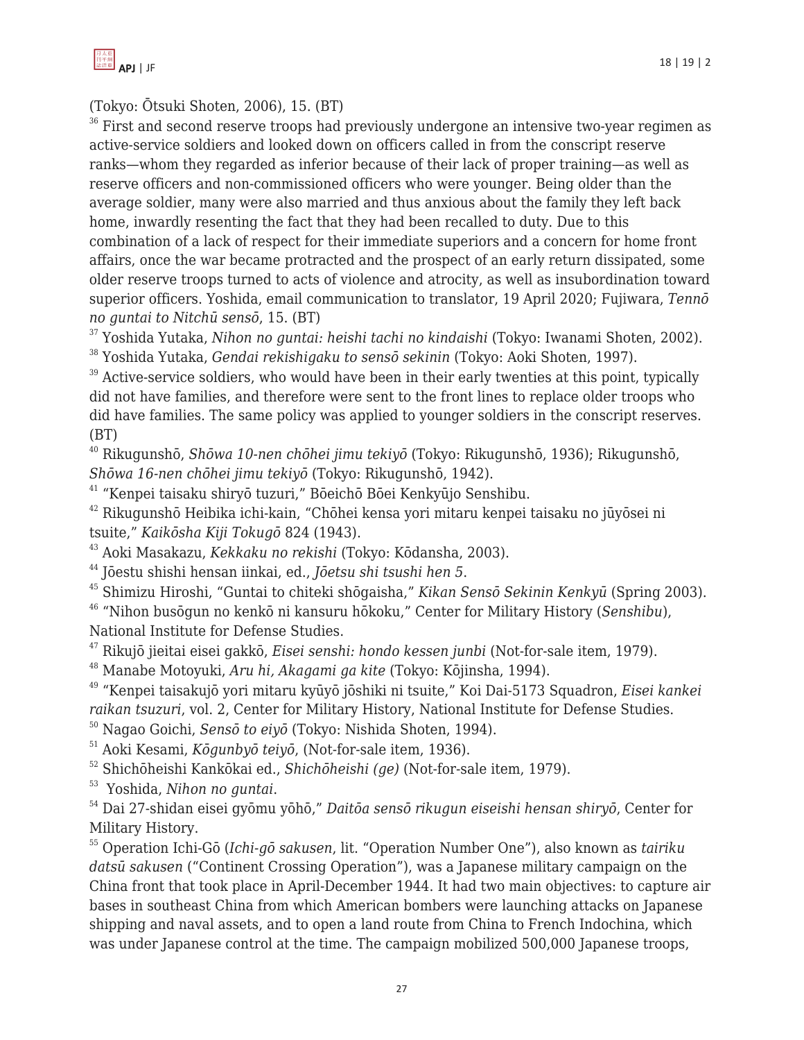(Tokyo: Ōtsuki Shoten, 2006), 15. (BT)

[36] First and second reserve troops had previously undergone an intensive two-year regimen as active-service soldiers and looked down on officers called in from the conscript reserve ranks—whom they regarded as inferior because of their lack of proper training—as well as reserve officers and non-commissioned officers who were younger. Being older than the average soldier, many were also married and thus anxious about the family they left back home, inwardly resenting the fact that they had been recalled to duty. Due to this combination of a lack of respect for their immediate superiors and a concern for home front affairs, once the war became protracted and the prospect of an early return dissipated, some older reserve troops turned to acts of violence and atrocity, as well as insubordination toward superior officers. Yoshida, email communication to translator, 19 April 2020; Fujiwara, *Tennō no guntai to Nitchū sensō*, 15. (BT)

[37] Yoshida Yutaka, *Nihon no guntai: heishi tachi no kindaishi* (Tokyo: Iwanami Shoten, 2002).

[38] Yoshida Yutaka, *Gendai rekishigaku to sensō sekinin* (Tokyo: Aoki Shoten, 1997).

[39] Active-service soldiers, who would have been in their early twenties at this point, typically did not have families, and therefore were sent to the front lines to replace older troops who did have families. The same policy was applied to younger soldiers in the conscript reserves. (BT)

[40] Rikugunshō, *Shōwa 10-nen chōhei jimu tekiyō* (Tokyo: Rikugunshō, 1936); Rikugunshō, *Shōwa 16-nen chōhei jimu tekiyō* (Tokyo: Rikugunshō, 1942).

[41] "Kenpei taisaku shiryō tuzuri," Bōeichō Bōei Kenkyūjo Senshibu.

[42] Rikugunshō Heibika ichi-kain, "Chōhei kensa yori mitaru kenpei taisaku no jūyōsei ni tsuite," *Kaikōsha Kiji Tokugō* 824 (1943).

[43] Aoki Masakazu, *Kekkaku no rekishi* (Tokyo: Kōdansha, 2003).

[44] Jōestu shishi hensan iinkai, ed., *Jōetsu shi tsushi hen 5*.

[45] Shimizu Hiroshi, "Guntai to chiteki shōgaisha," *Kikan Sensō Sekinin Kenkyū* (Spring 2003).

[46] "Nihon busōgun no kenkō ni kansuru hōkoku," Center for Military History (*Senshibu*), National Institute for Defense Studies.

[47] Rikujō jieitai eisei gakkō, *Eisei senshi: hondo kessen junbi* (Not-for-sale item, 1979).

[48] Manabe Motoyuki, *Aru hi, Akagami ga kite* (Tokyo: Kōjinsha, 1994).

[49] "Kenpei taisakujō yori mitaru kyūyō jōshiki ni tsuite," Koi Dai-5173 Squadron, *Eisei kankei raikan tsuzuri*, vol. 2, Center for Military History, National Institute for Defense Studies.

[50] Nagao Goichi, *Sensō to eiyō* (Tokyo: Nishida Shoten, 1994).

[51] Aoki Kesami, *Kōgunbyō teiyō*, (Not-for-sale item, 1936).

[52] Shichōheishi Kankōkai ed., *Shichōheishi (ge)* (Not-for-sale item, 1979).

[53] Yoshida, *Nihon no guntai*.

[54] Dai 27-shidan eisei gyōmu yōhō," *Daitōa sensō rikugun eiseishi hensan shiryō*, Center for Military History.

[55] Operation Ichi-Gō (*Ichi-gō sakusen*, lit. "Operation Number One"), also known as *tairiku datsū sakusen* ("Continent Crossing Operation"), was a Japanese military campaign on the China front that took place in April-December 1944. It had two main objectives: to capture air bases in southeast China from which American bombers were launching attacks on Japanese shipping and naval assets, and to open a land route from China to French Indochina, which was under Japanese control at the time. The campaign mobilized 500,000 Japanese troops,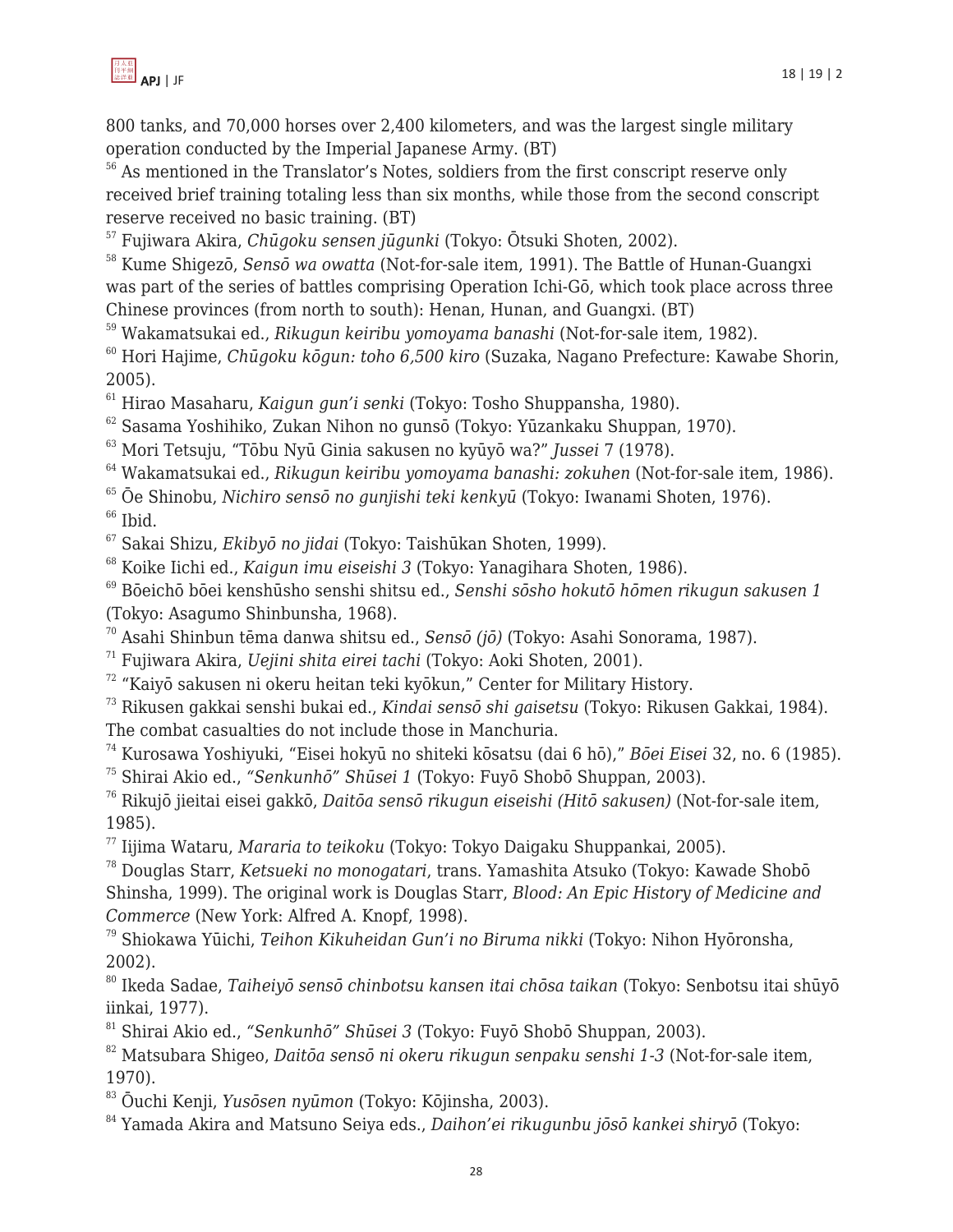800 tanks, and 70,000 horses over 2,400 kilometers, and was the largest single military operation conducted by the Imperial Japanese Army. (BT)

[56] As mentioned in the Translator's Notes, soldiers from the first conscript reserve only received brief training totaling less than six months, while those from the second conscript reserve received no basic training. (BT)

[57] Fujiwara Akira, *Chūgoku sensen jūgunki* (Tokyo: Ōtsuki Shoten, 2002).

[58] Kume Shigezō, *Sensō wa owatta* (Not-for-sale item, 1991). The Battle of Hunan-Guangxi was part of the series of battles comprising Operation Ichi-Gō, which took place across three Chinese provinces (from north to south): Henan, Hunan, and Guangxi. (BT)

[59] Wakamatsukai ed., *Rikugun keiribu yomoyama banashi* (Not-for-sale item, 1982).

[60] Hori Hajime, *Chūgoku kōgun: toho 6,500 kiro* (Suzaka, Nagano Prefecture: Kawabe Shorin, 2005).

[61] Hirao Masaharu, *Kaigun gun'i senki* (Tokyo: Tosho Shuppansha, 1980).

[62] Sasama Yoshihiko, Zukan Nihon no gunsō (Tokyo: Yūzankaku Shuppan, 1970).

[63] Mori Tetsuju, "Tōbu Nyū Ginia sakusen no kyūyō wa?" *Jussei* 7 (1978).

[64] Wakamatsukai ed., *Rikugun keiribu yomoyama banashi: zokuhen* (Not-for-sale item, 1986).

[65] Ōe Shinobu, *Nichiro sensō no gunjishi teki kenkyū* (Tokyo: Iwanami Shoten, 1976).

[66] Ibid.

[67] Sakai Shizu, *Ekibyō no jidai* (Tokyo: Taishūkan Shoten, 1999).

[68] Koike Iichi ed., *Kaigun imu eiseishi 3* (Tokyo: Yanagihara Shoten, 1986).

[69] Bōeichō bōei kenshūsho senshi shitsu ed., *Senshi sōsho hokutō hōmen rikugun sakusen 1* (Tokyo: Asagumo Shinbunsha, 1968).

[70] Asahi Shinbun tēma danwa shitsu ed., *Sensō (jō)* (Tokyo: Asahi Sonorama, 1987).

[71] Fujiwara Akira, *Uejini shita eirei tachi* (Tokyo: Aoki Shoten, 2001).

[72] "Kaiyō sakusen ni okeru heitan teki kyōkun," Center for Military History.

[73] Rikusen gakkai senshi bukai ed., *Kindai sensō shi gaisetsu* (Tokyo: Rikusen Gakkai, 1984). The combat casualties do not include those in Manchuria.

[74] Kurosawa Yoshiyuki, "Eisei hokyū no shiteki kōsatsu (dai 6 hō)," *Bōei Eisei* 32, no. 6 (1985).

[75] Shirai Akio ed., *"Senkunhō" Shūsei 1* (Tokyo: Fuyō Shobō Shuppan, 2003).

[76] Rikujō jieitai eisei gakkō, *Daitōa sensō rikugun eiseishi (Hitō sakusen)* (Not-for-sale item, 1985).

[77] Iijima Wataru, *Mararia to teikoku* (Tokyo: Tokyo Daigaku Shuppankai, 2005).

[78] Douglas Starr, *Ketsueki no monogatari*, trans. Yamashita Atsuko (Tokyo: Kawade Shobō Shinsha, 1999). The original work is Douglas Starr, *Blood: An Epic History of Medicine and Commerce* (New York: Alfred A. Knopf, 1998).

[79] Shiokawa Yūichi, *Teihon Kikuheidan Gun'i no Biruma nikki* (Tokyo: Nihon Hyōronsha, 2002).

[80] Ikeda Sadae, *Taiheiyō sensō chinbotsu kansen itai chōsa taikan* (Tokyo: Senbotsu itai shūyō iinkai, 1977).

[81] Shirai Akio ed., *"Senkunhō" Shūsei 3* (Tokyo: Fuyō Shobō Shuppan, 2003).

[82] Matsubara Shigeo, *Daitōa sensō ni okeru rikugun senpaku senshi 1-3* (Not-for-sale item, 1970).

[83] Ōuchi Kenji, *Yusōsen nyūmon* (Tokyo: Kōjinsha, 2003).

[84] Yamada Akira and Matsuno Seiya eds., *Daihon'ei rikugunbu jōsō kankei shiryō* (Tokyo: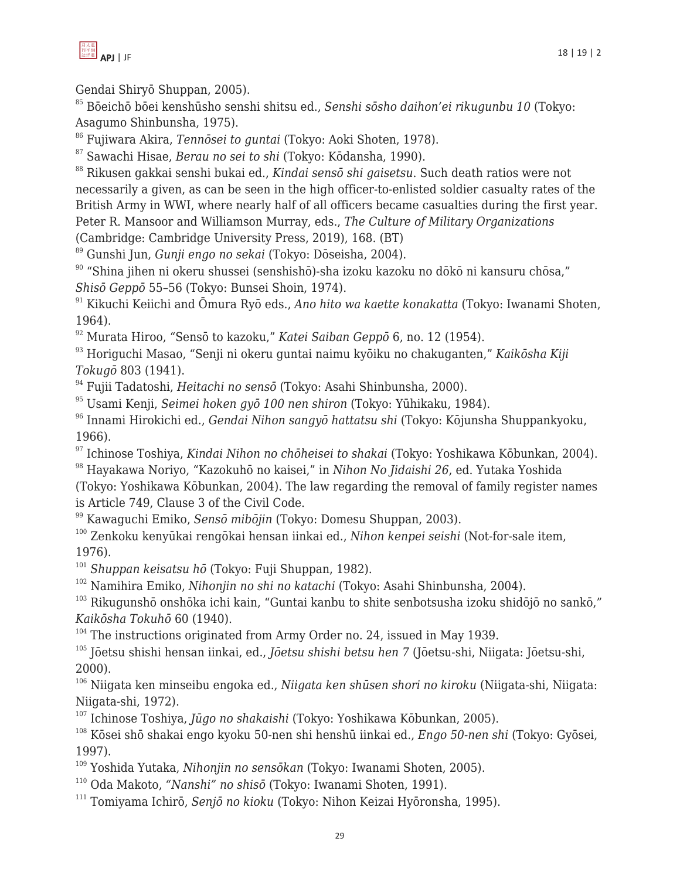Gendai Shiryō Shuppan, 2005).

[85] Bōeichō bōei kenshūsho senshi shitsu ed., *Senshi sōsho daihon'ei rikugunbu 10* (Tokyo: Asagumo Shinbunsha, 1975).

[86] Fujiwara Akira, *Tennōsei to guntai* (Tokyo: Aoki Shoten, 1978).

[87] Sawachi Hisae, *Berau no sei to shi* (Tokyo: Kōdansha, 1990).

[88] Rikusen gakkai senshi bukai ed., *Kindai sensō shi gaisetsu*. Such death ratios were not necessarily a given, as can be seen in the high officer-to-enlisted soldier casualty rates of the British Army in WWI, where nearly half of all officers became casualties during the first year. Peter R. Mansoor and Williamson Murray, eds., *The Culture of Military Organizations* (Cambridge: Cambridge University Press, 2019), 168. (BT)

[89] Gunshi Jun, *Gunji engo no sekai* (Tokyo: Dōseisha, 2004).

[90] "Shina jihen ni okeru shussei (senshishō)-sha izoku kazoku no dōkō ni kansuru chōsa," *Shisō Geppō* 55–56 (Tokyo: Bunsei Shoin, 1974).

[91] Kikuchi Keiichi and Ōmura Ryō eds., *Ano hito wa kaette konakatta* (Tokyo: Iwanami Shoten, 1964).

[92] Murata Hiroo, "Sensō to kazoku," *Katei Saiban Geppō* 6, no. 12 (1954).

[93] Horiguchi Masao, "Senji ni okeru guntai naimu kyōiku no chakuganten," *Kaikōsha Kiji Tokugō* 803 (1941).

[94] Fujii Tadatoshi, *Heitachi no sensō* (Tokyo: Asahi Shinbunsha, 2000).

[95] Usami Kenji, *Seimei hoken gyō 100 nen shiron* (Tokyo: Yūhikaku, 1984).

[96] Innami Hirokichi ed., *Gendai Nihon sangyō hattatsu shi* (Tokyo: Kōjunsha Shuppankyoku, 1966).

[97] Ichinose Toshiya, *Kindai Nihon no chōheisei to shakai* (Tokyo: Yoshikawa Kōbunkan, 2004).

[98] Hayakawa Noriyo, "Kazokuhō no kaisei," in *Nihon No Jidaishi 26*, ed. Yutaka Yoshida (Tokyo: Yoshikawa Kōbunkan, 2004). The law regarding the removal of family register names is Article 749, Clause 3 of the Civil Code.

[99] Kawaguchi Emiko, *Sensō mibōjin* (Tokyo: Domesu Shuppan, 2003).

[100] Zenkoku kenyūkai rengōkai hensan iinkai ed., *Nihon kenpei seishi* (Not-for-sale item, 1976).

[101] *Shuppan keisatsu hō* (Tokyo: Fuji Shuppan, 1982).

[102] Namihira Emiko, *Nihonjin no shi no katachi* (Tokyo: Asahi Shinbunsha, 2004).

[103] Rikugunshō onshōka ichi kain, "Guntai kanbu to shite senbotsusha izoku shidōjō no sankō," *Kaikōsha Tokuhō* 60 (1940).

[104] The instructions originated from Army Order no. 24, issued in May 1939.

[105] Jōetsu shishi hensan iinkai, ed., *Jōetsu shishi betsu hen 7* (Jōetsu-shi, Niigata: Jōetsu-shi, 2000).

[106] Niigata ken minseibu engoka ed., *Niigata ken shūsen shori no kiroku* (Niigata-shi, Niigata: Niigata-shi, 1972).

[107] Ichinose Toshiya, *Jūgo no shakaishi* (Tokyo: Yoshikawa Kōbunkan, 2005).

[108] Kōsei shō shakai engo kyoku 50-nen shi henshū iinkai ed., *Engo 50-nen shi* (Tokyo: Gyōsei, 1997).

[109] Yoshida Yutaka, *Nihonjin no sensōkan* (Tokyo: Iwanami Shoten, 2005).

[110] Oda Makoto, *"Nanshi" no shisō* (Tokyo: Iwanami Shoten, 1991).

[111] Tomiyama Ichirō, *Senjō no kioku* (Tokyo: Nihon Keizai Hyōronsha, 1995).